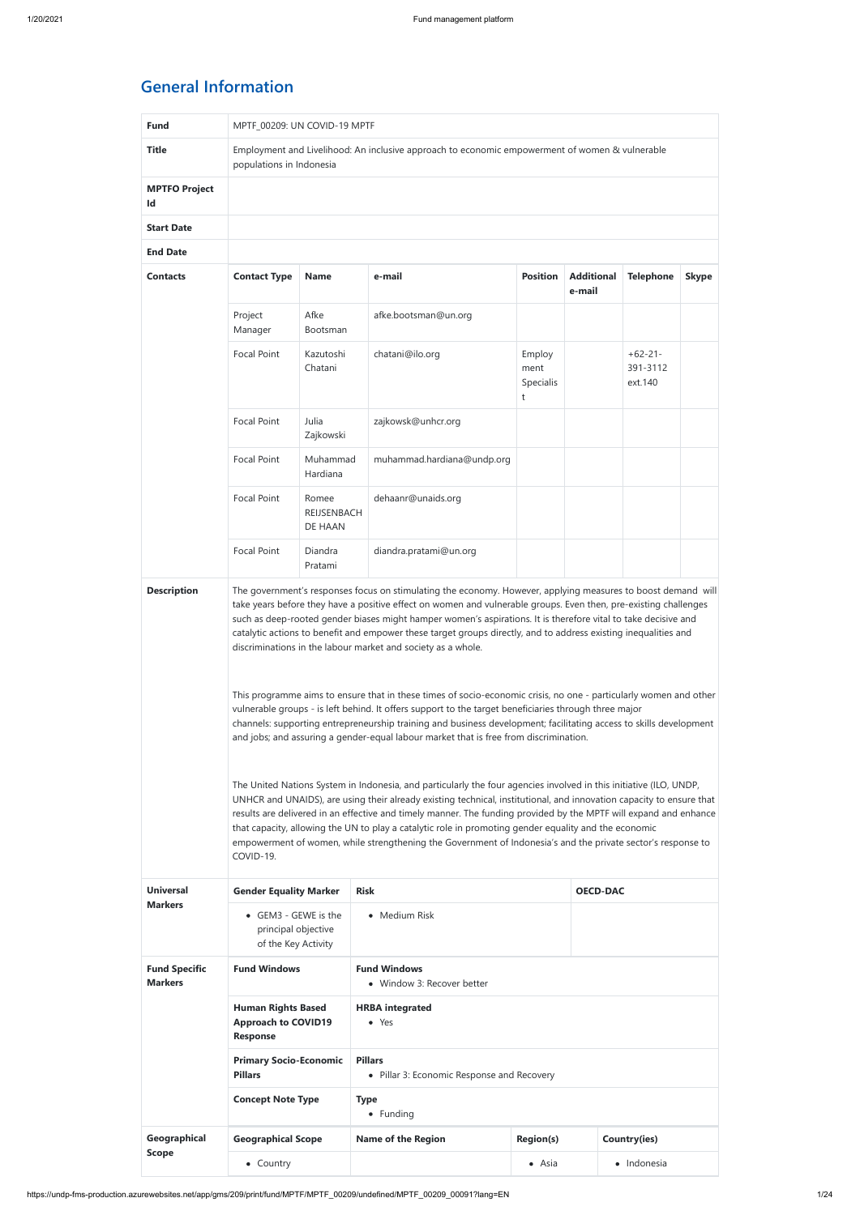# General Information

| | | | | | | | |
|---|---|---|---|---|---|---|---|
| **Fund** | MPTF_00209: UN COVID-19 MPTF | | | | | | |
| **Title** | Employment and Livelihood: An inclusive approach to economic empowerment of women & vulnerable populations in Indonesia | | | | | | |
| **MPTFO Project Id** | | | | | | | |
| **Start Date** | | | | | | | |
| **End Date** | | | | | | | |
| **Contacts** | **Contact Type** | **Name** | **e-mail** | **Position** | **Additional e-mail** | **Telephone** | **Skype** |
| | Project Manager | Afke Bootsman | afke.bootsman@un.org | | | | |
| | Focal Point | Kazutoshi Chatani | chatani@ilo.org | Employment Specialist | | +62-21-391-3112 ext.140 | |
| | Focal Point | Julia Zajkowski | zajkowsk@unhcr.org | | | | |
| | Focal Point | Muhammad Hardiana | muhammad.hardiana@undp.org | | | | |
| | Focal Point | Romee REIJSENBACH DE HAAN | dehaanr@unaids.org | | | | |
| | Focal Point | Diandra Pratami | diandra.pratami@un.org | | | | |

**Description**

The government's responses focus on stimulating the economy. However, applying measures to boost demand will take years before they have a positive effect on women and vulnerable groups. Even then, pre-existing challenges such as deep-rooted gender biases might hamper women's aspirations. It is therefore vital to take decisive and catalytic actions to benefit and empower these target groups directly, and to address existing inequalities and discriminations in the labour market and society as a whole.

This programme aims to ensure that in these times of socio-economic crisis, no one - particularly women and other vulnerable groups - is left behind. It offers support to the target beneficiaries through three major channels: supporting entrepreneurship training and business development; facilitating access to skills development and jobs; and assuring a gender-equal labour market that is free from discrimination.

The United Nations System in Indonesia, and particularly the four agencies involved in this initiative (ILO, UNDP, UNHCR and UNAIDS), are using their already existing technical, institutional, and innovation capacity to ensure that results are delivered in an effective and timely manner. The funding provided by the MPTF will expand and enhance that capacity, allowing the UN to play a catalytic role in promoting gender equality and the economic empowerment of women, while strengthening the Government of Indonesia's and the private sector's response to COVID-19.

| | | | |
|---|---|---|---|
| **Universal Markers** | **Gender Equality Marker** | **Risk** | **OECD-DAC** |
| | • GEM3 - GEWE is the principal objective of the Key Activity | • Medium Risk | |
| **Fund Specific Markers** | **Fund Windows** | **Fund Windows**<br>• Window 3: Recover better | |
| | **Human Rights Based Approach to COVID19 Response** | **HRBA integrated**<br>• Yes | |
| | **Primary Socio-Economic Pillars** | **Pillars**<br>• Pillar 3: Economic Response and Recovery | |
| | **Concept Note Type** | **Type**<br>• Funding | |

| | | | | |
|---|---|---|---|---|
| **Geographical Scope** | **Geographical Scope** | **Name of the Region** | **Region(s)** | **Country(ies)** |
| | • Country | | • Asia | • Indonesia |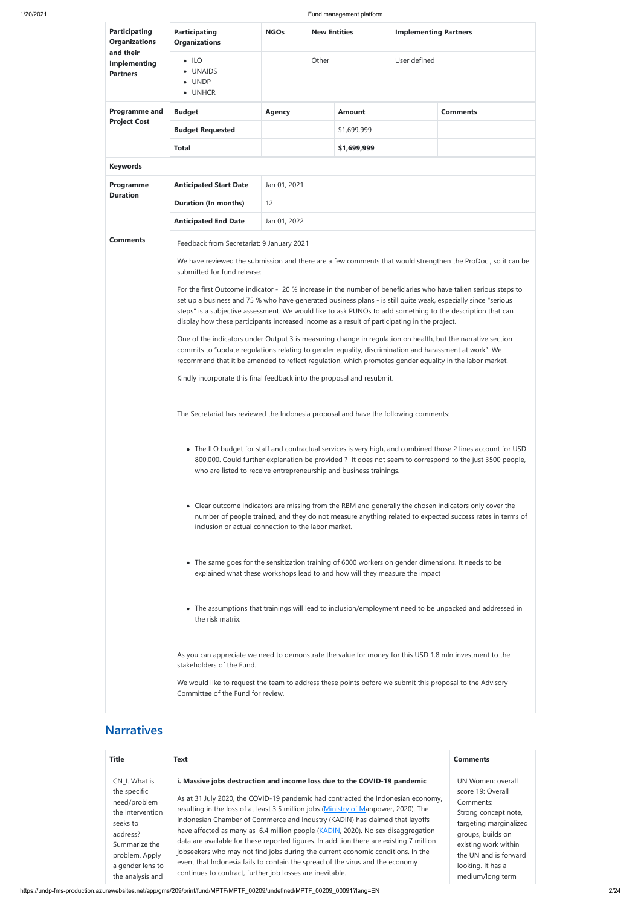| Participating Organizations and their Implementing Partners | Participating Organizations | NGOs | New Entities | Implementing Partners |
|---|---|---|---|---|
| | • ILO<br>• UNAIDS<br>• UNDP<br>• UNHCR | | Other | User defined |

| Programme and Project Cost | Budget | Agency | Amount | Comments |
|---|---|---|---|---|
| | **Budget Requested** | | $1,699,999 | |
| | **Total** | | **$1,699,999** | |

| **Keywords** | |
|---|---|

| Programme Duration | | |
|---|---|---|
| | **Anticipated Start Date** | Jan 01, 2021 |
| | **Duration (In months)** | 12 |
| | **Anticipated End Date** | Jan 01, 2022 |

**Comments**

Feedback from Secretariat: 9 January 2021

We have reviewed the submission and there are a few comments that would strengthen the ProDoc , so it can be submitted for fund release:

For the first Outcome indicator - 20 % increase in the number of beneficiaries who have taken serious steps to set up a business and 75 % who have generated business plans - is still quite weak, especially since "serious steps" is a subjective assessment. We would like to ask PUNOs to add something to the description that can display how these participants increased income as a result of participating in the project.

One of the indicators under Output 3 is measuring change in regulation on health, but the narrative section commits to "update regulations relating to gender equality, discrimination and harassment at work". We recommend that it be amended to reflect regulation, which promotes gender equality in the labor market.

Kindly incorporate this final feedback into the proposal and resubmit.

The Secretariat has reviewed the Indonesia proposal and have the following comments:

- The ILO budget for staff and contractual services is very high, and combined those 2 lines account for USD 800.000. Could further explanation be provided ? It does not seem to correspond to the just 3500 people, who are listed to receive entrepreneurship and business trainings.

- Clear outcome indicators are missing from the RBM and generally the chosen indicators only cover the number of people trained, and they do not measure anything related to expected success rates in terms of inclusion or actual connection to the labor market.

- The same goes for the sensitization training of 6000 workers on gender dimensions. It needs to be explained what these workshops lead to and how will they measure the impact

- The assumptions that trainings will lead to inclusion/employment need to be unpacked and addressed in the risk matrix.

As you can appreciate we need to demonstrate the value for money for this USD 1.8 mln investment to the stakeholders of the Fund.

We would like to request the team to address these points before we submit this proposal to the Advisory Committee of the Fund for review.

## Narratives

| Title | Text | Comments |
|---|---|---|
| CN_I. What is the specific need/problem the intervention seeks to address? Summarize the problem. Apply a gender lens to the analysis and | **i. Massive jobs destruction and income loss due to the COVID-19 pandemic**<br><br>As at 31 July 2020, the COVID-19 pandemic had contracted the Indonesian economy, resulting in the loss of at least 3.5 million jobs (Ministry of Manpower, 2020). The Indonesian Chamber of Commerce and Industry (KADIN) has claimed that layoffs have affected as many as 6.4 million people (KADIN, 2020). No sex disaggregation data are available for these reported figures. In addition there are existing 7 million jobseekers who may not find jobs during the current economic conditions. In the event that Indonesia fails to contain the spread of the virus and the economy continues to contract, further job losses are inevitable. | UN Women: overall score 19: Overall Comments: Strong concept note, targeting marginalized groups, builds on existing work within the UN and is forward looking. It has a medium/long term |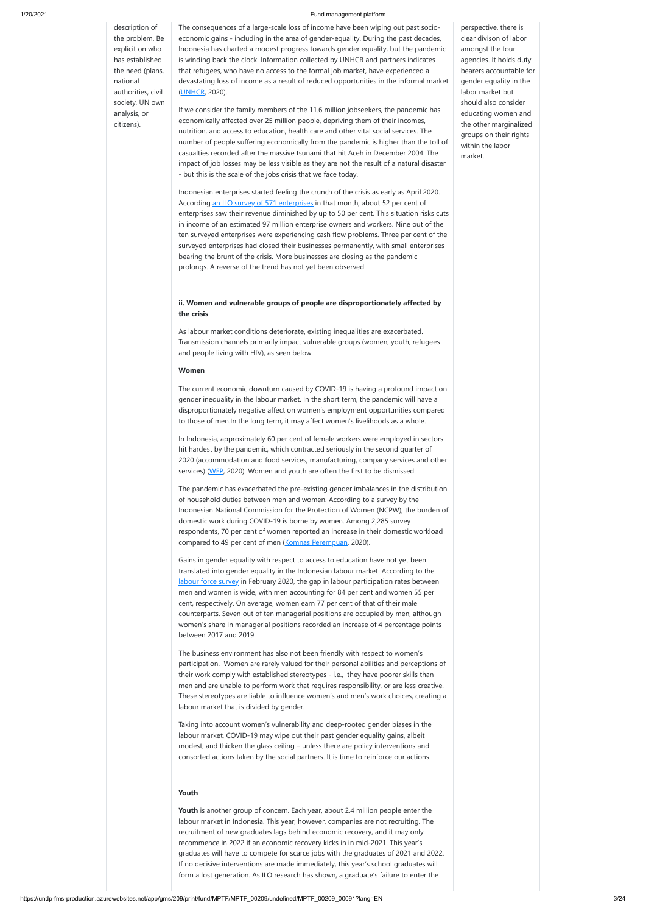description of the problem. Be explicit on who has established the need (plans, national authorities, civil society, UN own analysis, or citizens).

The consequences of a large-scale loss of income have been wiping out past socio-economic gains - including in the area of gender-equality. During the past decades, Indonesia has charted a modest progress towards gender equality, but the pandemic is winding back the clock. Information collected by UNHCR and partners indicates that refugees, who have no access to the formal job market, have experienced a devastating loss of income as a result of reduced opportunities in the informal market (UNHCR, 2020).

If we consider the family members of the 11.6 million jobseekers, the pandemic has economically affected over 25 million people, depriving them of their incomes, nutrition, and access to education, health care and other vital social services. The number of people suffering economically from the pandemic is higher than the toll of casualties recorded after the massive tsunami that hit Aceh in December 2004. The impact of job losses may be less visible as they are not the result of a natural disaster - but this is the scale of the jobs crisis that we face today.

Indonesian enterprises started feeling the crunch of the crisis as early as April 2020. According an ILO survey of 571 enterprises in that month, about 52 per cent of enterprises saw their revenue diminished by up to 50 per cent. This situation risks cuts in income of an estimated 97 million enterprise owners and workers. Nine out of the ten surveyed enterprises were experiencing cash flow problems. Three per cent of the surveyed enterprises had closed their businesses permanently, with small enterprises bearing the brunt of the crisis. More businesses are closing as the pandemic prolongs. A reverse of the trend has not yet been observed.

**ii. Women and vulnerable groups of people are disproportionately affected by the crisis**

As labour market conditions deteriorate, existing inequalities are exacerbated. Transmission channels primarily impact vulnerable groups (women, youth, refugees and people living with HIV), as seen below.

**Women**

The current economic downturn caused by COVID-19 is having a profound impact on gender inequality in the labour market. In the short term, the pandemic will have a disproportionately negative affect on women's employment opportunities compared to those of men.In the long term, it may affect women's livelihoods as a whole.

In Indonesia, approximately 60 per cent of female workers were employed in sectors hit hardest by the pandemic, which contracted seriously in the second quarter of 2020 (accommodation and food services, manufacturing, company services and other services) (WFP, 2020). Women and youth are often the first to be dismissed.

The pandemic has exacerbated the pre-existing gender imbalances in the distribution of household duties between men and women. According to a survey by the Indonesian National Commission for the Protection of Women (NCPW), the burden of domestic work during COVID-19 is borne by women. Among 2,285 survey respondents, 70 per cent of women reported an increase in their domestic workload compared to 49 per cent of men (Komnas Perempuan, 2020).

Gains in gender equality with respect to access to education have not yet been translated into gender equality in the Indonesian labour market. According to the labour force survey in February 2020, the gap in labour participation rates between men and women is wide, with men accounting for 84 per cent and women 55 per cent, respectively. On average, women earn 77 per cent of that of their male counterparts. Seven out of ten managerial positions are occupied by men, although women's share in managerial positions recorded an increase of 4 percentage points between 2017 and 2019.

The business environment has also not been friendly with respect to women's participation. Women are rarely valued for their personal abilities and perceptions of their work comply with established stereotypes - i.e., they have poorer skills than men and are unable to perform work that requires responsibility, or are less creative. These stereotypes are liable to influence women's and men's work choices, creating a labour market that is divided by gender.

Taking into account women's vulnerability and deep-rooted gender biases in the labour market, COVID-19 may wipe out their past gender equality gains, albeit modest, and thicken the glass ceiling – unless there are policy interventions and consorted actions taken by the social partners. It is time to reinforce our actions.

**Youth**

**Youth** is another group of concern. Each year, about 2.4 million people enter the labour market in Indonesia. This year, however, companies are not recruiting. The recruitment of new graduates lags behind economic recovery, and it may only recommence in 2022 if an economic recovery kicks in in mid-2021. This year's graduates will have to compete for scarce jobs with the graduates of 2021 and 2022. If no decisive interventions are made immediately, this year's school graduates will form a lost generation. As ILO research has shown, a graduate's failure to enter the

perspective. there is clear divison of labor amongst the four agencies. It holds duty bearers accountable for gender equality in the labor market but should also consider educating women and the other marginalized groups on their rights within the labor market.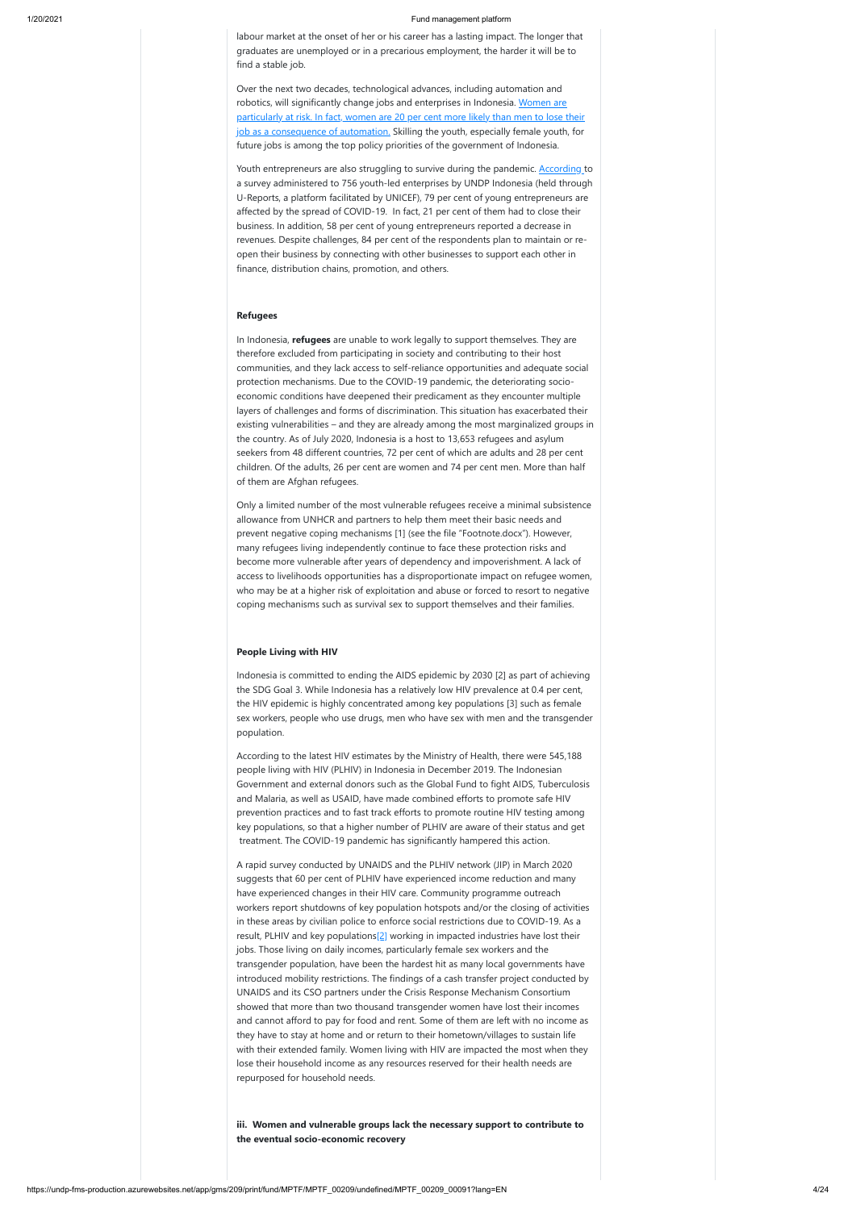labour market at the onset of her or his career has a lasting impact. The longer that graduates are unemployed or in a precarious employment, the harder it will be to find a stable job.

Over the next two decades, technological advances, including automation and robotics, will significantly change jobs and enterprises in Indonesia. Women are particularly at risk. In fact, women are 20 per cent more likely than men to lose their job as a consequence of automation. Skilling the youth, especially female youth, for future jobs is among the top policy priorities of the government of Indonesia.

Youth entrepreneurs are also struggling to survive during the pandemic. According to a survey administered to 756 youth-led enterprises by UNDP Indonesia (held through U-Reports, a platform facilitated by UNICEF), 79 per cent of young entrepreneurs are affected by the spread of COVID-19. In fact, 21 per cent of them had to close their business. In addition, 58 per cent of young entrepreneurs reported a decrease in revenues. Despite challenges, 84 per cent of the respondents plan to maintain or re-open their business by connecting with other businesses to support each other in finance, distribution chains, promotion, and others.

**Refugees**

In Indonesia, **refugees** are unable to work legally to support themselves. They are therefore excluded from participating in society and contributing to their host communities, and they lack access to self-reliance opportunities and adequate social protection mechanisms. Due to the COVID-19 pandemic, the deteriorating socio-economic conditions have deepened their predicament as they encounter multiple layers of challenges and forms of discrimination. This situation has exacerbated their existing vulnerabilities – and they are already among the most marginalized groups in the country. As of July 2020, Indonesia is a host to 13,653 refugees and asylum seekers from 48 different countries, 72 per cent of which are adults and 28 per cent children. Of the adults, 26 per cent are women and 74 per cent men. More than half of them are Afghan refugees.

Only a limited number of the most vulnerable refugees receive a minimal subsistence allowance from UNHCR and partners to help them meet their basic needs and prevent negative coping mechanisms [1] (see the file "Footnote.docx"). However, many refugees living independently continue to face these protection risks and become more vulnerable after years of dependency and impoverishment. A lack of access to livelihoods opportunities has a disproportionate impact on refugee women, who may be at a higher risk of exploitation and abuse or forced to resort to negative coping mechanisms such as survival sex to support themselves and their families.

**People Living with HIV**

Indonesia is committed to ending the AIDS epidemic by 2030 [2] as part of achieving the SDG Goal 3. While Indonesia has a relatively low HIV prevalence at 0.4 per cent, the HIV epidemic is highly concentrated among key populations [3] such as female sex workers, people who use drugs, men who have sex with men and the transgender population.

According to the latest HIV estimates by the Ministry of Health, there were 545,188 people living with HIV (PLHIV) in Indonesia in December 2019. The Indonesian Government and external donors such as the Global Fund to fight AIDS, Tuberculosis and Malaria, as well as USAID, have made combined efforts to promote safe HIV prevention practices and to fast track efforts to promote routine HIV testing among key populations, so that a higher number of PLHIV are aware of their status and get treatment. The COVID-19 pandemic has significantly hampered this action.

A rapid survey conducted by UNAIDS and the PLHIV network (JIP) in March 2020 suggests that 60 per cent of PLHIV have experienced income reduction and many have experienced changes in their HIV care. Community programme outreach workers report shutdowns of key population hotspots and/or the closing of activities in these areas by civilian police to enforce social restrictions due to COVID-19. As a result, PLHIV and key populations[2] working in impacted industries have lost their jobs. Those living on daily incomes, particularly female sex workers and the transgender population, have been the hardest hit as many local governments have introduced mobility restrictions. The findings of a cash transfer project conducted by UNAIDS and its CSO partners under the Crisis Response Mechanism Consortium showed that more than two thousand transgender women have lost their incomes and cannot afford to pay for food and rent. Some of them are left with no income as they have to stay at home and or return to their hometown/villages to sustain life with their extended family. Women living with HIV are impacted the most when they lose their household income as any resources reserved for their health needs are repurposed for household needs.

**iii. Women and vulnerable groups lack the necessary support to contribute to the eventual socio-economic recovery**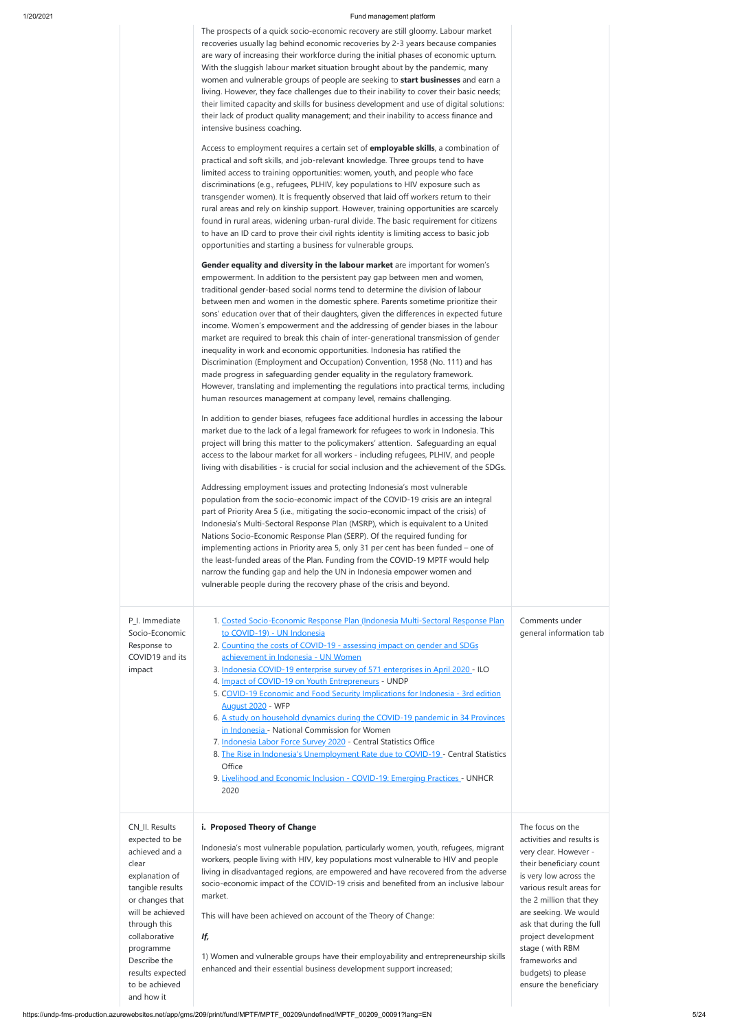| | | |
|---|---|---|
| | The prospects of a quick socio-economic recovery are still gloomy. Labour market recoveries usually lag behind economic recoveries by 2-3 years because companies are wary of increasing their workforce during the initial phases of economic upturn. With the sluggish labour market situation brought about by the pandemic, many women and vulnerable groups of people are seeking to **start businesses** and earn a living. However, they face challenges due to their inability to cover their basic needs; their limited capacity and skills for business development and use of digital solutions: their lack of product quality management; and their inability to access finance and intensive business coaching.<br><br>Access to employment requires a certain set of **employable skills**, a combination of practical and soft skills, and job-relevant knowledge. Three groups tend to have limited access to training opportunities: women, youth, and people who face discriminations (e.g., refugees, PLHIV, key populations to HIV exposure such as transgender women). It is frequently observed that laid off workers return to their rural areas and rely on kinship support. However, training opportunities are scarcely found in rural areas, widening urban-rural divide. The basic requirement for citizens to have an ID card to prove their civil rights identity is limiting access to basic job opportunities and starting a business for vulnerable groups.<br><br>**Gender equality and diversity in the labour market** are important for women's empowerment. In addition to the persistent pay gap between men and women, traditional gender-based social norms tend to determine the division of labour between men and women in the domestic sphere. Parents sometime prioritize their sons' education over that of their daughters, given the differences in expected future income. Women's empowerment and the addressing of gender biases in the labour market are required to break this chain of inter-generational transmission of gender inequality in work and economic opportunities. Indonesia has ratified the Discrimination (Employment and Occupation) Convention, 1958 (No. 111) and has made progress in safeguarding gender equality in the regulatory framework. However, translating and implementing the regulations into practical terms, including human resources management at company level, remains challenging.<br><br>In addition to gender biases, refugees face additional hurdles in accessing the labour market due to the lack of a legal framework for refugees to work in Indonesia. This project will bring this matter to the policymakers' attention. Safeguarding an equal access to the labour market for all workers - including refugees, PLHIV, and people living with disabilities - is crucial for social inclusion and the achievement of the SDGs.<br><br>Addressing employment issues and protecting Indonesia's most vulnerable population from the socio-economic impact of the COVID-19 crisis are an integral part of Priority Area 5 (i.e., mitigating the socio-economic impact of the crisis) of Indonesia's Multi-Sectoral Response Plan (MSRP), which is equivalent to a United Nations Socio-Economic Response Plan (SERP). Of the required funding for implementing actions in Priority area 5, only 31 per cent has been funded – one of the least-funded areas of the Plan. Funding from the COVID-19 MPTF would help narrow the funding gap and help the UN in Indonesia empower women and vulnerable people during the recovery phase of the crisis and beyond. | |
| P_I. Immediate Socio-Economic Response to COVID19 and its impact | 1. Costed Socio-Economic Response Plan (Indonesia Multi-Sectoral Response Plan to COVID-19) - UN Indonesia<br>2. Counting the costs of COVID-19 - assessing impact on gender and SDGs achievement in Indonesia - UN Women<br>3. Indonesia COVID-19 enterprise survey of 571 enterprises in April 2020 - ILO<br>4. Impact of COVID-19 on Youth Entrepreneurs - UNDP<br>5. COVID-19 Economic and Food Security Implications for Indonesia - 3rd edition August 2020 - WFP<br>6. A study on household dynamics during the COVID-19 pandemic in 34 Provinces in Indonesia - National Commission for Women<br>7. Indonesia Labor Force Survey 2020 - Central Statistics Office<br>8. The Rise in Indonesia's Unemployment Rate due to COVID-19 - Central Statistics Office<br>9. Livelihood and Economic Inclusion - COVID-19: Emerging Practices - UNHCR 2020 | Comments under general information tab |
| CN_II. Results expected to be achieved and a clear explanation of tangible results or changes that will be achieved through this collaborative programme Describe the results expected to be achieved and how it | **i. Proposed Theory of Change**<br><br>Indonesia's most vulnerable population, particularly women, youth, refugees, migrant workers, people living with HIV, key populations most vulnerable to HIV and people living in disadvantaged regions, are empowered and have recovered from the adverse socio-economic impact of the COVID-19 crisis and benefited from an inclusive labour market.<br><br>This will have been achieved on account of the Theory of Change:<br><br>***If,***<br><br>1) Women and vulnerable groups have their employability and entrepreneurship skills enhanced and their essential business development support increased; | The focus on the activities and results is very clear. However - their beneficiary count is very low across the various result areas for the 2 million that they are seeking. We would ask that during the full project development stage ( with RBM frameworks and budgets) to please ensure the beneficiary |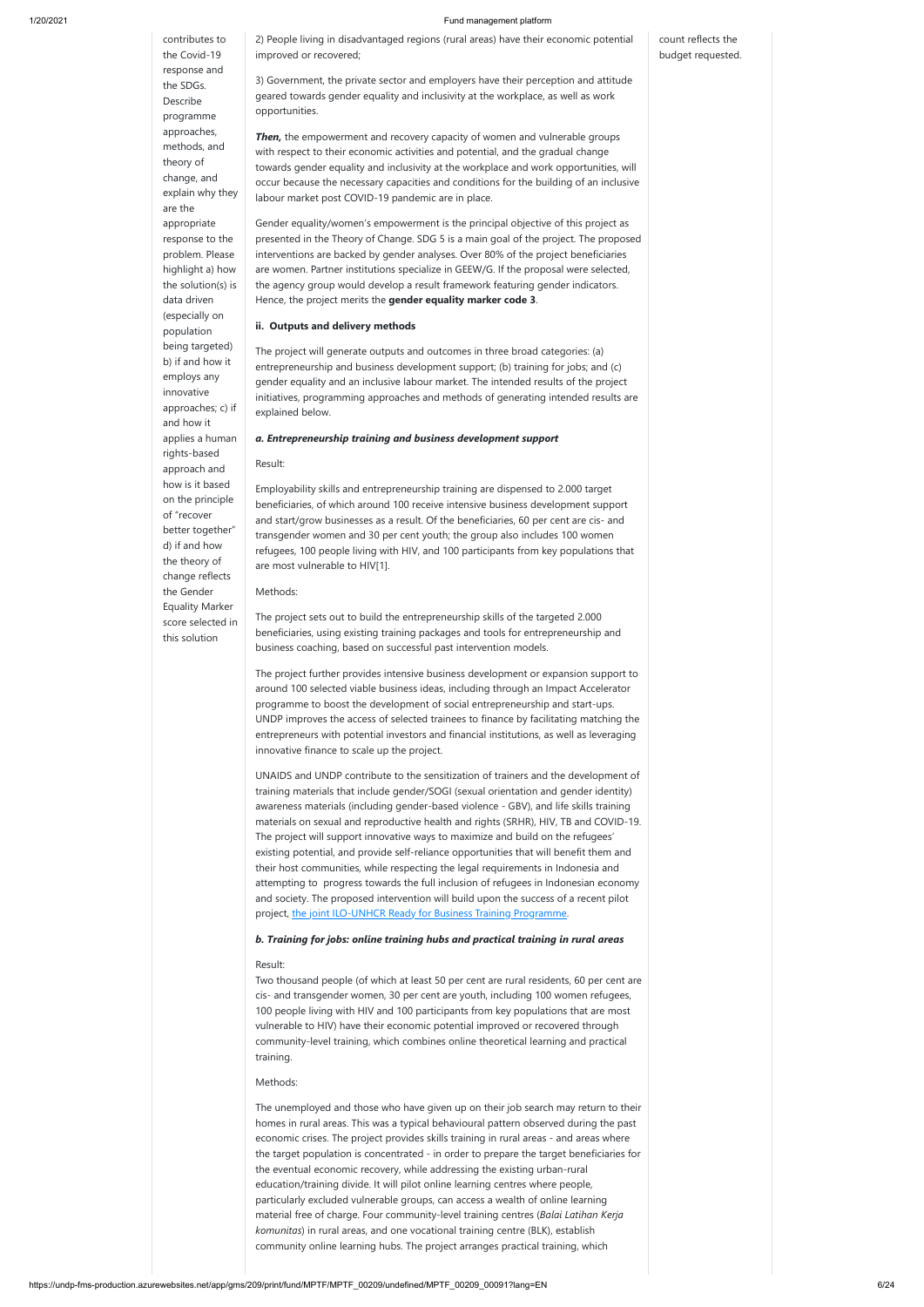| | | |
|---|---|---|
| contributes to the Covid-19 response and the SDGs. Describe programme approaches, methods, and theory of change, and explain why they are the appropriate response to the problem. Please highlight a) how the solution(s) is data driven (especially on population being targeted) b) if and how it employs any innovative approaches; c) if and how it applies a human rights-based approach and how is it based on the principle of "recover better together" d) if and how the theory of change reflects the Gender Equality Marker score selected in this solution | 2) People living in disadvantaged regions (rural areas) have their economic potential improved or recovered;<br><br>3) Government, the private sector and employers have their perception and attitude geared towards gender equality and inclusivity at the workplace, as well as work opportunities.<br><br>***Then,*** the empowerment and recovery capacity of women and vulnerable groups with respect to their economic activities and potential, and the gradual change towards gender equality and inclusivity at the workplace and work opportunities, will occur because the necessary capacities and conditions for the building of an inclusive labour market post COVID-19 pandemic are in place.<br><br>Gender equality/women's empowerment is the principal objective of this project as presented in the Theory of Change. SDG 5 is a main goal of the project. The proposed interventions are backed by gender analyses. Over 80% of the project beneficiaries are women. Partner institutions specialize in GEEW/G. If the proposal were selected, the agency group would develop a result framework featuring gender indicators. Hence, the project merits the **gender equality marker code 3**.<br><br>**ii. Outputs and delivery methods**<br><br>The project will generate outputs and outcomes in three broad categories: (a) entrepreneurship and business development support; (b) training for jobs; and (c) gender equality and an inclusive labour market. The intended results of the project initiatives, programming approaches and methods of generating intended results are explained below.<br><br>***a. Entrepreneurship training and business development support***<br><br>Result:<br><br>Employability skills and entrepreneurship training are dispensed to 2.000 target beneficiaries, of which around 100 receive intensive business development support and start/grow businesses as a result. Of the beneficiaries, 60 per cent are cis- and transgender women and 30 per cent youth; the group also includes 100 women refugees, 100 people living with HIV, and 100 participants from key populations that are most vulnerable to HIV[1].<br><br>Methods:<br><br>The project sets out to build the entrepreneurship skills of the targeted 2.000 beneficiaries, using existing training packages and tools for entrepreneurship and business coaching, based on successful past intervention models.<br><br>The project further provides intensive business development or expansion support to around 100 selected viable business ideas, including through an Impact Accelerator programme to boost the development of social entrepreneurship and start-ups. UNDP improves the access of selected trainees to finance by facilitating matching the entrepreneurs with potential investors and financial institutions, as well as leveraging innovative finance to scale up the project.<br><br>UNAIDS and UNDP contribute to the sensitization of trainers and the development of training materials that include gender/SOGI (sexual orientation and gender identity) awareness materials (including gender-based violence - GBV), and life skills training materials on sexual and reproductive health and rights (SRHR), HIV, TB and COVID-19. The project will support innovative ways to maximize and build on the refugees' existing potential, and provide self-reliance opportunities that will benefit them and their host communities, while respecting the legal requirements in Indonesia and attempting to progress towards the full inclusion of refugees in Indonesian economy and society. The proposed intervention will build upon the success of a recent pilot project, the joint ILO-UNHCR Ready for Business Training Programme.<br><br>***b. Training for jobs: online training hubs and practical training in rural areas***<br><br>Result:<br>Two thousand people (of which at least 50 per cent are rural residents, 60 per cent are cis- and transgender women, 30 per cent are youth, including 100 women refugees, 100 people living with HIV and 100 participants from key populations that are most vulnerable to HIV) have their economic potential improved or recovered through community-level training, which combines online theoretical learning and practical training.<br><br>Methods:<br><br>The unemployed and those who have given up on their job search may return to their homes in rural areas. This was a typical behavioural pattern observed during the past economic crises. The project provides skills training in rural areas - and areas where the target population is concentrated - in order to prepare the target beneficiaries for the eventual economic recovery, while addressing the existing urban-rural education/training divide. It will pilot online learning centres where people, particularly excluded vulnerable groups, can access a wealth of online learning material free of charge. Four community-level training centres (*Balai Latihan Kerja komunitas*) in rural areas, and one vocational training centre (BLK), establish community online learning hubs. The project arranges practical training, which | count reflects the budget requested. |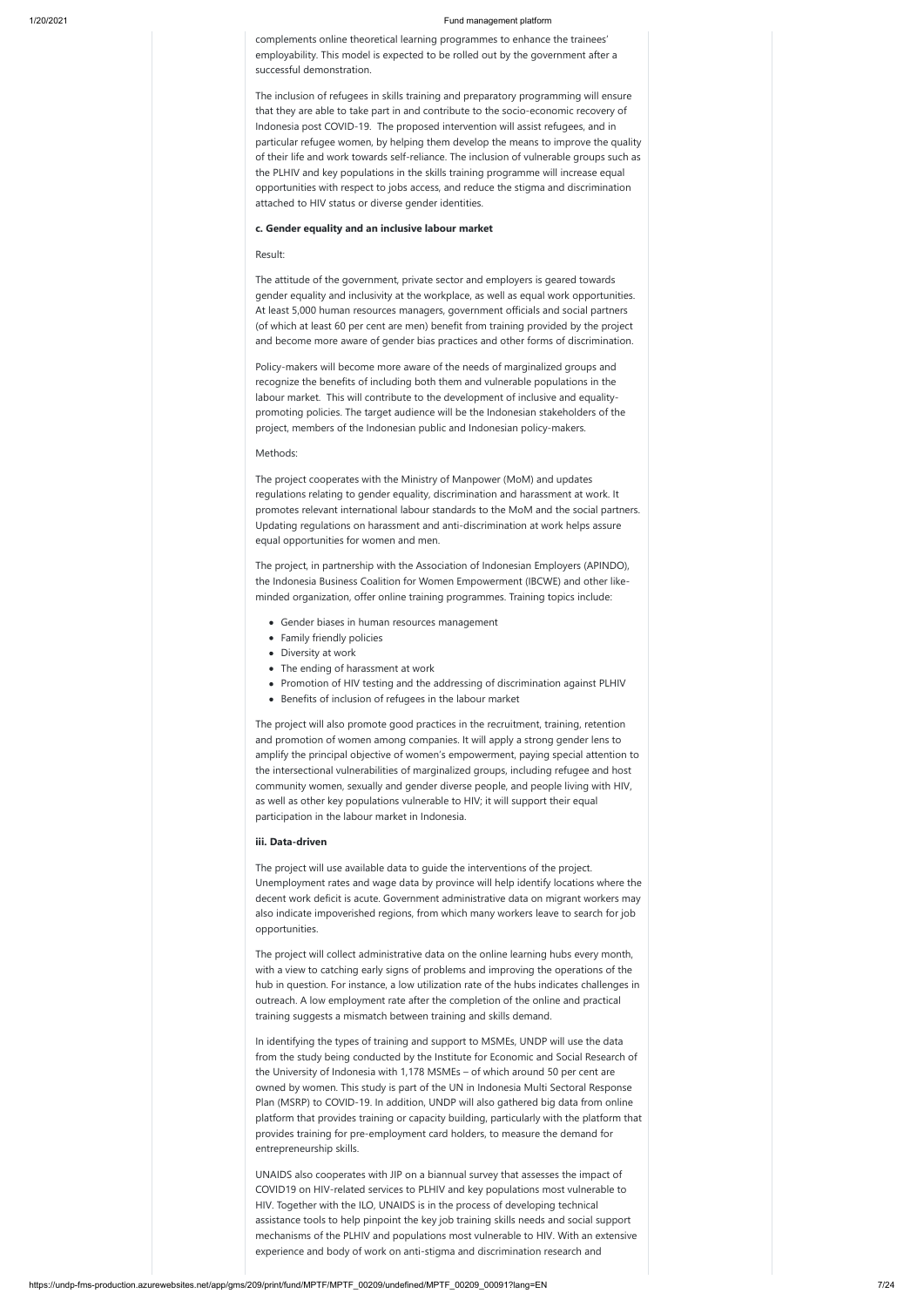complements online theoretical learning programmes to enhance the trainees' employability. This model is expected to be rolled out by the government after a successful demonstration.

The inclusion of refugees in skills training and preparatory programming will ensure that they are able to take part in and contribute to the socio-economic recovery of Indonesia post COVID-19. The proposed intervention will assist refugees, and in particular refugee women, by helping them develop the means to improve the quality of their life and work towards self-reliance. The inclusion of vulnerable groups such as the PLHIV and key populations in the skills training programme will increase equal opportunities with respect to jobs access, and reduce the stigma and discrimination attached to HIV status or diverse gender identities.

**c. Gender equality and an inclusive labour market**

Result:

The attitude of the government, private sector and employers is geared towards gender equality and inclusivity at the workplace, as well as equal work opportunities. At least 5,000 human resources managers, government officials and social partners (of which at least 60 per cent are men) benefit from training provided by the project and become more aware of gender bias practices and other forms of discrimination.

Policy-makers will become more aware of the needs of marginalized groups and recognize the benefits of including both them and vulnerable populations in the labour market. This will contribute to the development of inclusive and equality-promoting policies. The target audience will be the Indonesian stakeholders of the project, members of the Indonesian public and Indonesian policy-makers.

Methods:

The project cooperates with the Ministry of Manpower (MoM) and updates regulations relating to gender equality, discrimination and harassment at work. It promotes relevant international labour standards to the MoM and the social partners. Updating regulations on harassment and anti-discrimination at work helps assure equal opportunities for women and men.

The project, in partnership with the Association of Indonesian Employers (APINDO), the Indonesia Business Coalition for Women Empowerment (IBCWE) and other like-minded organization, offer online training programmes. Training topics include:

- Gender biases in human resources management
- Family friendly policies
- Diversity at work
- The ending of harassment at work
- Promotion of HIV testing and the addressing of discrimination against PLHIV
- Benefits of inclusion of refugees in the labour market

The project will also promote good practices in the recruitment, training, retention and promotion of women among companies. It will apply a strong gender lens to amplify the principal objective of women's empowerment, paying special attention to the intersectional vulnerabilities of marginalized groups, including refugee and host community women, sexually and gender diverse people, and people living with HIV, as well as other key populations vulnerable to HIV; it will support their equal participation in the labour market in Indonesia.

**iii. Data-driven**

The project will use available data to guide the interventions of the project. Unemployment rates and wage data by province will help identify locations where the decent work deficit is acute. Government administrative data on migrant workers may also indicate impoverished regions, from which many workers leave to search for job opportunities.

The project will collect administrative data on the online learning hubs every month, with a view to catching early signs of problems and improving the operations of the hub in question. For instance, a low utilization rate of the hubs indicates challenges in outreach. A low employment rate after the completion of the online and practical training suggests a mismatch between training and skills demand.

In identifying the types of training and support to MSMEs, UNDP will use the data from the study being conducted by the Institute for Economic and Social Research of the University of Indonesia with 1,178 MSMEs – of which around 50 per cent are owned by women. This study is part of the UN in Indonesia Multi Sectoral Response Plan (MSRP) to COVID-19. In addition, UNDP will also gathered big data from online platform that provides training or capacity building, particularly with the platform that provides training for pre-employment card holders, to measure the demand for entrepreneurship skills.

UNAIDS also cooperates with JIP on a biannual survey that assesses the impact of COVID19 on HIV-related services to PLHIV and key populations most vulnerable to HIV. Together with the ILO, UNAIDS is in the process of developing technical assistance tools to help pinpoint the key job training skills needs and social support mechanisms of the PLHIV and populations most vulnerable to HIV. With an extensive experience and body of work on anti-stigma and discrimination research and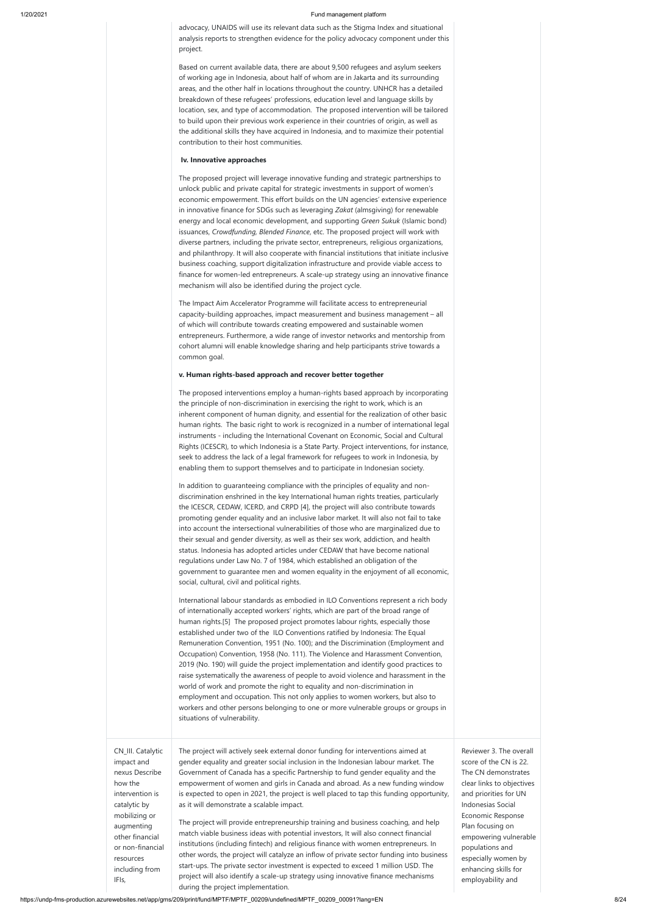advocacy, UNAIDS will use its relevant data such as the Stigma Index and situational analysis reports to strengthen evidence for the policy advocacy component under this project.

Based on current available data, there are about 9,500 refugees and asylum seekers of working age in Indonesia, about half of whom are in Jakarta and its surrounding areas, and the other half in locations throughout the country. UNHCR has a detailed breakdown of these refugees' professions, education level and language skills by location, sex, and type of accommodation. The proposed intervention will be tailored to build upon their previous work experience in their countries of origin, as well as the additional skills they have acquired in Indonesia, and to maximize their potential contribution to their host communities.

**Iv. Innovative approaches**

The proposed project will leverage innovative funding and strategic partnerships to unlock public and private capital for strategic investments in support of women's economic empowerment. This effort builds on the UN agencies' extensive experience in innovative finance for SDGs such as leveraging *Zakat* (almsgiving) for renewable energy and local economic development, and supporting *Green Sukuk* (Islamic bond) issuances, *Crowdfunding, Blended Finance*, etc. The proposed project will work with diverse partners, including the private sector, entrepreneurs, religious organizations, and philanthropy. It will also cooperate with financial institutions that initiate inclusive business coaching, support digitalization infrastructure and provide viable access to finance for women-led entrepreneurs. A scale-up strategy using an innovative finance mechanism will also be identified during the project cycle.

The Impact Aim Accelerator Programme will facilitate access to entrepreneurial capacity-building approaches, impact measurement and business management – all of which will contribute towards creating empowered and sustainable women entrepreneurs. Furthermore, a wide range of investor networks and mentorship from cohort alumni will enable knowledge sharing and help participants strive towards a common goal.

**v. Human rights-based approach and recover better together**

The proposed interventions employ a human-rights based approach by incorporating the principle of non-discrimination in exercising the right to work, which is an inherent component of human dignity, and essential for the realization of other basic human rights. The basic right to work is recognized in a number of international legal instruments - including the International Covenant on Economic, Social and Cultural Rights (ICESCR), to which Indonesia is a State Party. Project interventions, for instance, seek to address the lack of a legal framework for refugees to work in Indonesia, by enabling them to support themselves and to participate in Indonesian society.

In addition to guaranteeing compliance with the principles of equality and non-discrimination enshrined in the key International human rights treaties, particularly the ICESCR, CEDAW, ICERD, and CRPD [4], the project will also contribute towards promoting gender equality and an inclusive labor market. It will also not fail to take into account the intersectional vulnerabilities of those who are marginalized due to their sexual and gender diversity, as well as their sex work, addiction, and health status. Indonesia has adopted articles under CEDAW that have become national regulations under Law No. 7 of 1984, which established an obligation of the government to guarantee men and women equality in the enjoyment of all economic, social, cultural, civil and political rights.

International labour standards as embodied in ILO Conventions represent a rich body of internationally accepted workers' rights, which are part of the broad range of human rights.[5] The proposed project promotes labour rights, especially those established under two of the ILO Conventions ratified by Indonesia: The Equal Remuneration Convention, 1951 (No. 100); and the Discrimination (Employment and Occupation) Convention, 1958 (No. 111). The Violence and Harassment Convention, 2019 (No. 190) will guide the project implementation and identify good practices to raise systematically the awareness of people to avoid violence and harassment in the world of work and promote the right to equality and non-discrimination in employment and occupation. This not only applies to women workers, but also to workers and other persons belonging to one or more vulnerable groups or groups in situations of vulnerability.

| | | |
|---|---|---|
| CN_III. Catalytic impact and nexus Describe how the intervention is catalytic by mobilizing or augmenting other financial or non-financial resources including from IFIs, | The project will actively seek external donor funding for interventions aimed at gender equality and greater social inclusion in the Indonesian labour market. The Government of Canada has a specific Partnership to fund gender equality and the empowerment of women and girls in Canada and abroad. As a new funding window is expected to open in 2021, the project is well placed to tap this funding opportunity, as it will demonstrate a scalable impact.<br><br>The project will provide entrepreneurship training and business coaching, and help match viable business ideas with potential investors, It will also connect financial institutions (including fintech) and religious finance with women entrepreneurs. In other words, the project will catalyze an inflow of private sector funding into business start-ups. The private sector investment is expected to exceed 1 million USD. The project will also identify a scale-up strategy using innovative finance mechanisms during the project implementation. | Reviewer 3. The overall score of the CN is 22. The CN demonstrates clear links to objectives and priorities for UN Indonesias Social Economic Response Plan focusing on empowering vulnerable populations and especially women by enhancing skills for employability and |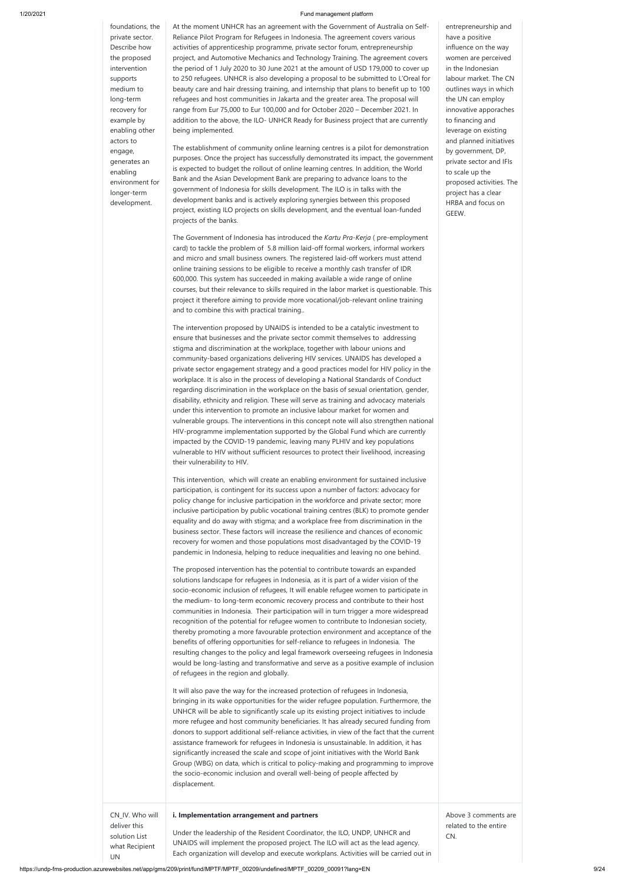| | | |
|---|---|---|
| foundations, the private sector. Describe how the proposed intervention supports medium to long-term recovery for example by enabling other actors to engage, generates an enabling environment for longer-term development. | At the moment UNHCR has an agreement with the Government of Australia on Self-Reliance Pilot Program for Refugees in Indonesia. The agreement covers various activities of apprenticeship programme, private sector forum, entrepreneurship project, and Automotive Mechanics and Technology Training. The agreement covers the period of 1 July 2020 to 30 June 2021 at the amount of USD 179,000 to cover up to 250 refugees. UNHCR is also developing a proposal to be submitted to L'Oreal for beauty care and hair dressing training, and internship that plans to benefit up to 100 refugees and host communities in Jakarta and the greater area. The proposal will range from Eur 75,000 to Eur 100,000 and for October 2020 – December 2021. In addition to the above, the ILO- UNHCR Ready for Business project that are currently being implemented.<br><br>The establishment of community online learning centres is a pilot for demonstration purposes. Once the project has successfully demonstrated its impact, the government is expected to budget the rollout of online learning centres. In addition, the World Bank and the Asian Development Bank are preparing to advance loans to the government of Indonesia for skills development. The ILO is in talks with the development banks and is actively exploring synergies between this proposed project, existing ILO projects on skills development, and the eventual loan-funded projects of the banks.<br><br>The Government of Indonesia has introduced the *Kartu Pra-Kerja* ( pre-employment card) to tackle the problem of 5.8 million laid-off formal workers, informal workers and micro and small business owners. The registered laid-off workers must attend online training sessions to be eligible to receive a monthly cash transfer of IDR 600,000. This system has succeeded in making available a wide range of online courses, but their relevance to skills required in the labor market is questionable. This project it therefore aiming to provide more vocational/job-relevant online training and to combine this with practical training..<br><br>The intervention proposed by UNAIDS is intended to be a catalytic investment to ensure that businesses and the private sector commit themselves to addressing stigma and discrimination at the workplace, together with labour unions and community-based organizations delivering HIV services. UNAIDS has developed a private sector engagement strategy and a good practices model for HIV policy in the workplace. It is also in the process of developing a National Standards of Conduct regarding discrimination in the workplace on the basis of sexual orientation, gender, disability, ethnicity and religion. These will serve as training and advocacy materials under this intervention to promote an inclusive labour market for women and vulnerable groups. The interventions in this concept note will also strengthen national HIV-programme implementation supported by the Global Fund which are currently impacted by the COVID-19 pandemic, leaving many PLHIV and key populations vulnerable to HIV without sufficient resources to protect their livelihood, increasing their vulnerability to HIV.<br><br>This intervention, which will create an enabling environment for sustained inclusive participation, is contingent for its success upon a number of factors: advocacy for policy change for inclusive participation in the workforce and private sector; more inclusive participation by public vocational training centres (BLK) to promote gender equality and do away with stigma; and a workplace free from discrimination in the business sector. These factors will increase the resilience and chances of economic recovery for women and those populations most disadvantaged by the COVID-19 pandemic in Indonesia, helping to reduce inequalities and leaving no one behind.<br><br>The proposed intervention has the potential to contribute towards an expanded solutions landscape for refugees in Indonesia, as it is part of a wider vision of the socio-economic inclusion of refugees, It will enable refugee women to participate in the medium- to long-term economic recovery process and contribute to their host communities in Indonesia. Their participation will in turn trigger a more widespread recognition of the potential for refugee women to contribute to Indonesian society, thereby promoting a more favourable protection environment and acceptance of the benefits of offering opportunities for self-reliance to refugees in Indonesia. The resulting changes to the policy and legal framework overseeing refugees in Indonesia would be long-lasting and transformative and serve as a positive example of inclusion of refugees in the region and globally.<br><br>It will also pave the way for the increased protection of refugees in Indonesia, bringing in its wake opportunities for the wider refugee population. Furthermore, the UNHCR will be able to significantly scale up its existing project initiatives to include more refugee and host community beneficiaries. It has already secured funding from donors to support additional self-reliance activities, in view of the fact that the current assistance framework for refugees in Indonesia is unsustainable. In addition, it has significantly increased the scale and scope of joint initiatives with the World Bank Group (WBG) on data, which is critical to policy-making and programming to improve the socio-economic inclusion and overall well-being of people affected by displacement. | entrepreneurship and have a positive influence on the way women are perceived in the Indonesian labour market. The CN outlines ways in which the UN can employ innovative apporaches to financing and leverage on existing and planned initiatives by government, DP, private sector and IFIs to scale up the proposed activities. The project has a clear HRBA and focus on GEEW. |
| CN_IV. Who will deliver this solution List what Recipient UN | **i. Implementation arrangement and partners**<br><br>Under the leadership of the Resident Coordinator, the ILO, UNDP, UNHCR and UNAIDS will implement the proposed project. The ILO will act as the lead agency. Each organization will develop and execute workplans. Activities will be carried out in | Above 3 comments are related to the entire CN. |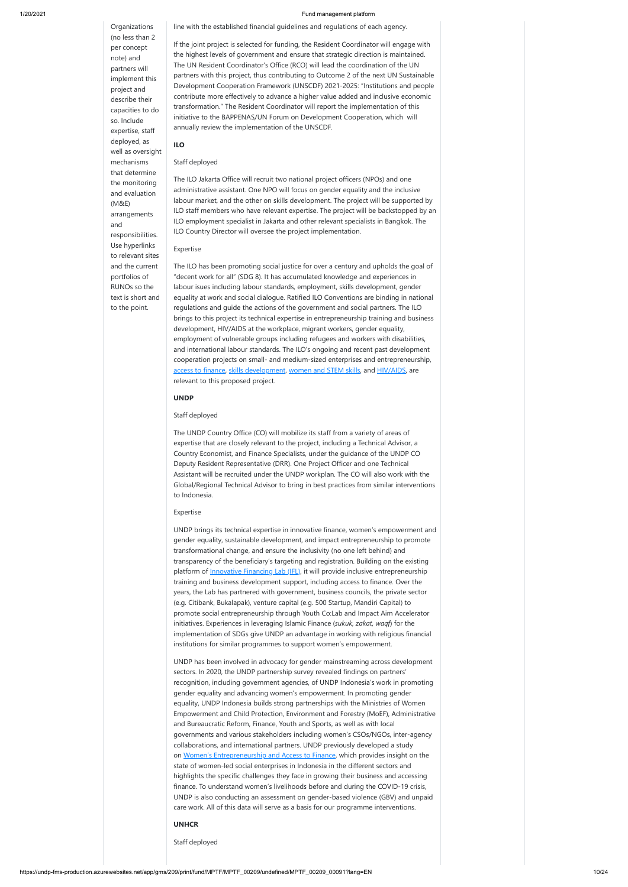| | |
|---|---|
| Organizations (no less than 2 per concept note) and partners will implement this project and describe their capacities to do so. Include expertise, staff deployed, as well as oversight mechanisms that determine the monitoring and evaluation (M&E) arrangements and responsibilities. Use hyperlinks to relevant sites and the current portfolios of RUNOs so the text is short and to the point. | line with the established financial guidelines and regulations of each agency. |

If the joint project is selected for funding, the Resident Coordinator will engage with the highest levels of government and ensure that strategic direction is maintained. The UN Resident Coordinator's Office (RCO) will lead the coordination of the UN partners with this project, thus contributing to Outcome 2 of the next UN Sustainable Development Cooperation Framework (UNSCDF) 2021-2025: "Institutions and people contribute more effectively to advance a higher value added and inclusive economic transformation." The Resident Coordinator will report the implementation of this initiative to the BAPPENAS/UN Forum on Development Cooperation, which will annually review the implementation of the UNSCDF.

**ILO**

Staff deployed

The ILO Jakarta Office will recruit two national project officers (NPOs) and one administrative assistant. One NPO will focus on gender equality and the inclusive labour market, and the other on skills development. The project will be supported by ILO staff members who have relevant expertise. The project will be backstopped by an ILO employment specialist in Jakarta and other relevant specialists in Bangkok. The ILO Country Director will oversee the project implementation.

Expertise

The ILO has been promoting social justice for over a century and upholds the goal of "decent work for all" (SDG 8). It has accumulated knowledge and experiences in labour issues including labour standards, employment, skills development, gender equality at work and social dialogue. Ratified ILO Conventions are binding in national regulations and guide the actions of the government and social partners. The ILO brings to this project its technical expertise in entrepreneurship training and business development, HIV/AIDS at the workplace, migrant workers, gender equality, employment of vulnerable groups including refugees and workers with disabilities, and international labour standards. The ILO's ongoing and recent past development cooperation projects on small- and medium-sized enterprises and entrepreneurship, access to finance, skills development, women and STEM skills, and HIV/AIDS, are relevant to this proposed project.

**UNDP**

Staff deployed

The UNDP Country Office (CO) will mobilize its staff from a variety of areas of expertise that are closely relevant to the project, including a Technical Advisor, a Country Economist, and Finance Specialists, under the guidance of the UNDP CO Deputy Resident Representative (DRR). One Project Officer and one Technical Assistant will be recruited under the UNDP workplan. The CO will also work with the Global/Regional Technical Advisor to bring in best practices from similar interventions to Indonesia.

Expertise

UNDP brings its technical expertise in innovative finance, women's empowerment and gender equality, sustainable development, and impact entrepreneurship to promote transformational change, and ensure the inclusivity (no one left behind) and transparency of the beneficiary's targeting and registration. Building on the existing platform of Innovative Financing Lab (IFL), it will provide inclusive entrepreneurship training and business development support, including access to finance. Over the years, the Lab has partnered with government, business councils, the private sector (e.g. Citibank, Bukalapak), venture capital (e.g. 500 Startup, Mandiri Capital) to promote social entrepreneurship through Youth Co:Lab and Impact Aim Accelerator initiatives. Experiences in leveraging Islamic Finance (*sukuk, zakat, waqf*) for the implementation of SDGs give UNDP an advantage in working with religious financial institutions for similar programmes to support women's empowerment.

UNDP has been involved in advocacy for gender mainstreaming across development sectors. In 2020, the UNDP partnership survey revealed findings on partners' recognition, including government agencies, of UNDP Indonesia's work in promoting gender equality and advancing women's empowerment. In promoting gender equality, UNDP Indonesia builds strong partnerships with the Ministries of Women Empowerment and Child Protection, Environment and Forestry (MoEF), Administrative and Bureaucratic Reform, Finance, Youth and Sports, as well as with local governments and various stakeholders including women's CSOs/NGOs, inter-agency collaborations, and international partners. UNDP previously developed a study on Women's Entrepreneurship and Access to Finance, which provides insight on the state of women-led social enterprises in Indonesia in the different sectors and highlights the specific challenges they face in growing their business and accessing finance. To understand women's livelihoods before and during the COVID-19 crisis, UNDP is also conducting an assessment on gender-based violence (GBV) and unpaid care work. All of this data will serve as a basis for our programme interventions.

**UNHCR**

Staff deployed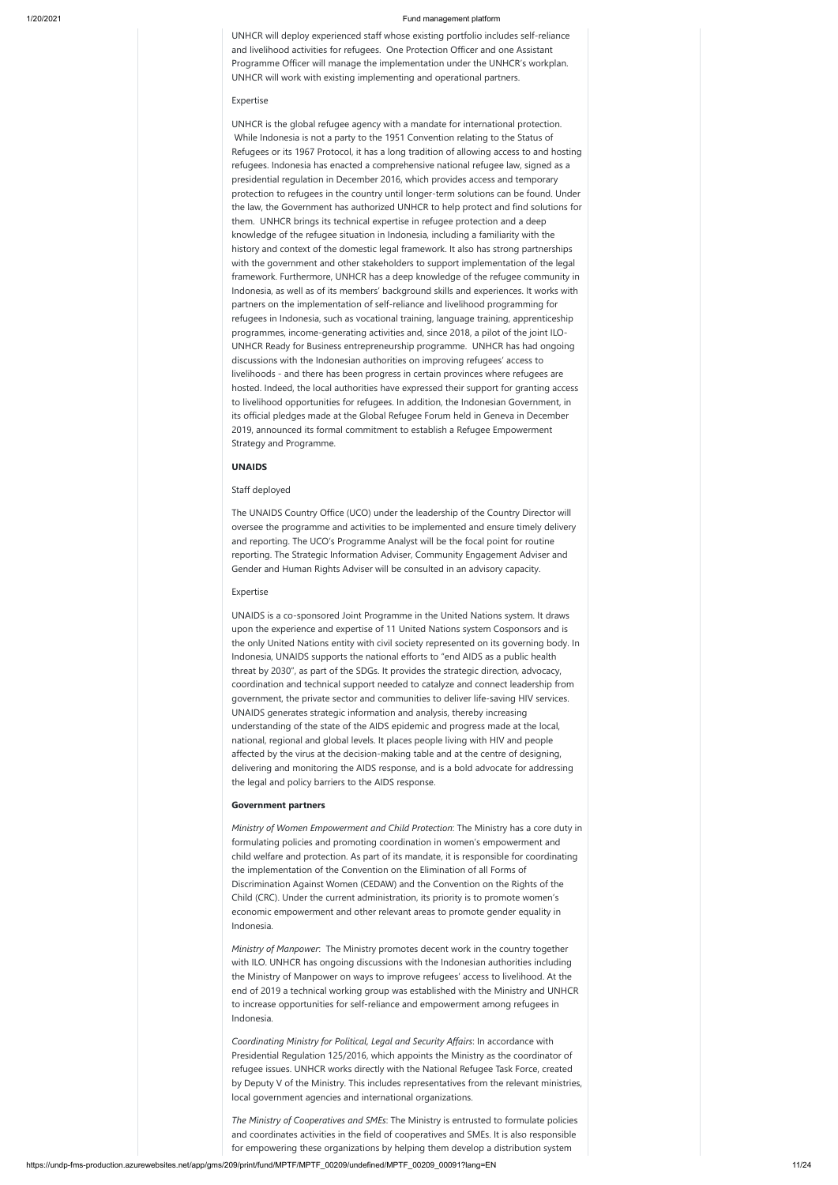UNHCR will deploy experienced staff whose existing portfolio includes self-reliance and livelihood activities for refugees. One Protection Officer and one Assistant Programme Officer will manage the implementation under the UNHCR's workplan. UNHCR will work with existing implementing and operational partners.

Expertise

UNHCR is the global refugee agency with a mandate for international protection. While Indonesia is not a party to the 1951 Convention relating to the Status of Refugees or its 1967 Protocol, it has a long tradition of allowing access to and hosting refugees. Indonesia has enacted a comprehensive national refugee law, signed as a presidential regulation in December 2016, which provides access and temporary protection to refugees in the country until longer-term solutions can be found. Under the law, the Government has authorized UNHCR to help protect and find solutions for them. UNHCR brings its technical expertise in refugee protection and a deep knowledge of the refugee situation in Indonesia, including a familiarity with the history and context of the domestic legal framework. It also has strong partnerships with the government and other stakeholders to support implementation of the legal framework. Furthermore, UNHCR has a deep knowledge of the refugee community in Indonesia, as well as of its members' background skills and experiences. It works with partners on the implementation of self-reliance and livelihood programming for refugees in Indonesia, such as vocational training, language training, apprenticeship programmes, income-generating activities and, since 2018, a pilot of the joint ILO-UNHCR Ready for Business entrepreneurship programme. UNHCR has had ongoing discussions with the Indonesian authorities on improving refugees' access to livelihoods - and there has been progress in certain provinces where refugees are hosted. Indeed, the local authorities have expressed their support for granting access to livelihood opportunities for refugees. In addition, the Indonesian Government, in its official pledges made at the Global Refugee Forum held in Geneva in December 2019, announced its formal commitment to establish a Refugee Empowerment Strategy and Programme.

**UNAIDS**

Staff deployed

The UNAIDS Country Office (UCO) under the leadership of the Country Director will oversee the programme and activities to be implemented and ensure timely delivery and reporting. The UCO's Programme Analyst will be the focal point for routine reporting. The Strategic Information Adviser, Community Engagement Adviser and Gender and Human Rights Adviser will be consulted in an advisory capacity.

Expertise

UNAIDS is a co-sponsored Joint Programme in the United Nations system. It draws upon the experience and expertise of 11 United Nations system Cosponsors and is the only United Nations entity with civil society represented on its governing body. In Indonesia, UNAIDS supports the national efforts to "end AIDS as a public health threat by 2030", as part of the SDGs. It provides the strategic direction, advocacy, coordination and technical support needed to catalyze and connect leadership from government, the private sector and communities to deliver life-saving HIV services. UNAIDS generates strategic information and analysis, thereby increasing understanding of the state of the AIDS epidemic and progress made at the local, national, regional and global levels. It places people living with HIV and people affected by the virus at the decision-making table and at the centre of designing, delivering and monitoring the AIDS response, and is a bold advocate for addressing the legal and policy barriers to the AIDS response.

**Government partners**

*Ministry of Women Empowerment and Child Protection*: The Ministry has a core duty in formulating policies and promoting coordination in women's empowerment and child welfare and protection. As part of its mandate, it is responsible for coordinating the implementation of the Convention on the Elimination of all Forms of Discrimination Against Women (CEDAW) and the Convention on the Rights of the Child (CRC). Under the current administration, its priority is to promote women's economic empowerment and other relevant areas to promote gender equality in Indonesia.

*Ministry of Manpower*: The Ministry promotes decent work in the country together with ILO. UNHCR has ongoing discussions with the Indonesian authorities including the Ministry of Manpower on ways to improve refugees' access to livelihood. At the end of 2019 a technical working group was established with the Ministry and UNHCR to increase opportunities for self-reliance and empowerment among refugees in Indonesia.

*Coordinating Ministry for Political, Legal and Security Affairs*: In accordance with Presidential Regulation 125/2016, which appoints the Ministry as the coordinator of refugee issues. UNHCR works directly with the National Refugee Task Force, created by Deputy V of the Ministry. This includes representatives from the relevant ministries, local government agencies and international organizations.

*The Ministry of Cooperatives and SMEs*: The Ministry is entrusted to formulate policies and coordinates activities in the field of cooperatives and SMEs. It is also responsible for empowering these organizations by helping them develop a distribution system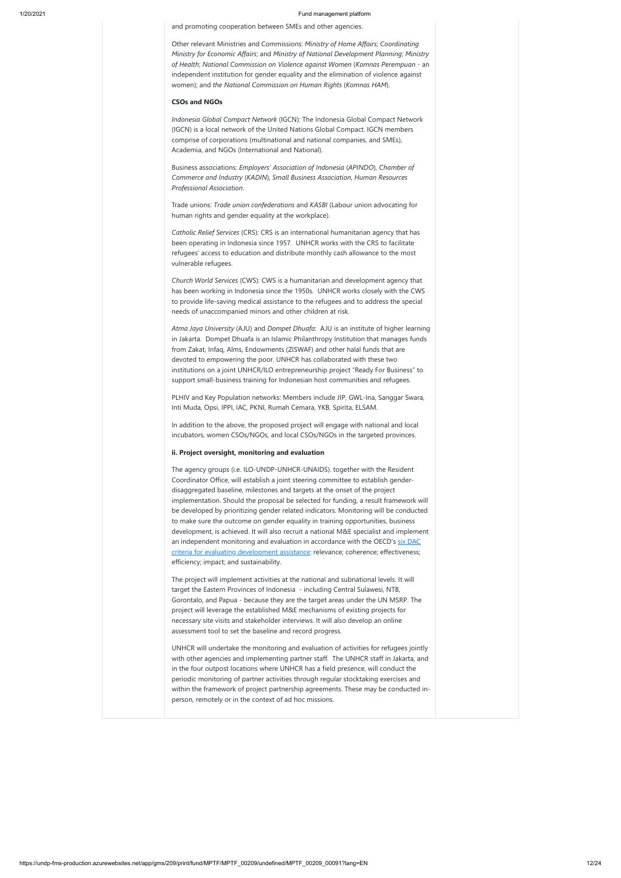and promoting cooperation between SMEs and other agencies.

Other relevant Ministries and Commissions: *Ministry of Home Affairs*; *Coordinating Ministry for Economic Affairs*; and *Ministry of National Development Planning*; *Ministry of Health*; *National Commission on Violence against Women* (*Komnas Perempuan* - an independent institution for gender equality and the elimination of violence against women); and *the National Commission on Human Rights* (*Komnas HAM*).

**CSOs and NGOs**

*Indonesia Global Compact Network* (IGCN): The Indonesia Global Compact Network (IGCN) is a local network of the United Nations Global Compact. IGCN members comprise of corporations (multinational and national companies, and SMEs), Academia, and NGOs (International and National).

Business associations: *Employers' Association of Indonesia* (*APINDO*), *Chamber of Commerce and Industry* (*KADIN*), *Small Business Association*, *Human Resources Professional Association*.

Trade unions: *Trade union confederations* and *KASBI* (Labour union advocating for human rights and gender equality at the workplace).

*Catholic Relief Services* (CRS): CRS is an international humanitarian agency that has been operating in Indonesia since 1957. UNHCR works with the CRS to facilitate refugees' access to education and distribute monthly cash allowance to the most vulnerable refugees.

*Church World Services* (CWS): CWS is a humanitarian and development agency that has been working in Indonesia since the 1950s. UNHCR works closely with the CWS to provide life-saving medical assistance to the refugees and to address the special needs of unaccompanied minors and other children at risk.

*Atma Jaya University* (AJU) and *Dompet Dhuafa*: AJU is an institute of higher learning in Jakarta. Dompet Dhuafa is an Islamic Philanthropy Institution that manages funds from Zakat, Infaq, Alms, Endowments (ZISWAF) and other halal funds that are devoted to empowering the poor. UNHCR has collaborated with these two institutions on a joint UNHCR/ILO entrepreneurship project "Ready For Business" to support small-business training for Indonesian host communities and refugees.

PLHIV and Key Population networks: Members include JIP, GWL-Ina, Sanggar Swara, Inti Muda, Opsi, IPPI, IAC, PKNI, Rumah Cemara, YKB, Spirita, ELSAM.

In addition to the above, the proposed project will engage with national and local incubators, women CSOs/NGOs, and local CSOs/NGOs in the targeted provinces.

**ii. Project oversight, monitoring and evaluation**

The agency groups (i.e. ILO-UNDP-UNHCR-UNAIDS). together with the Resident Coordinator Office, will establish a joint steering committee to establish gender-disaggregated baseline, milestones and targets at the onset of the project implementation. Should the proposal be selected for funding, a result framework will be developed by prioritizing gender related indicators. Monitoring will be conducted to make sure the outcome on gender equality in training opportunities, business development, is achieved. It will also recruit a national M&E specialist and implement an independent monitoring and evaluation in accordance with the OECD's [six DAC criteria for evaluating development assistance](): relevance; coherence; effectiveness; efficiency; impact; and sustainability.

The project will implement activities at the national and subnational levels. It will target the Eastern Provinces of Indonesia - including Central Sulawesi, NTB, Gorontalo, and Papua - because they are the target areas under the UN MSRP. The project will leverage the established M&E mechanisms of existing projects for necessary site visits and stakeholder interviews. It will also develop an online assessment tool to set the baseline and record progress.

UNHCR will undertake the monitoring and evaluation of activities for refugees jointly with other agencies and implementing partner staff. The UNHCR staff in Jakarta, and in the four outpost locations where UNHCR has a field presence, will conduct the periodic monitoring of partner activities through regular stocktaking exercises and within the framework of project partnership agreements. These may be conducted in-person, remotely or in the context of ad hoc missions.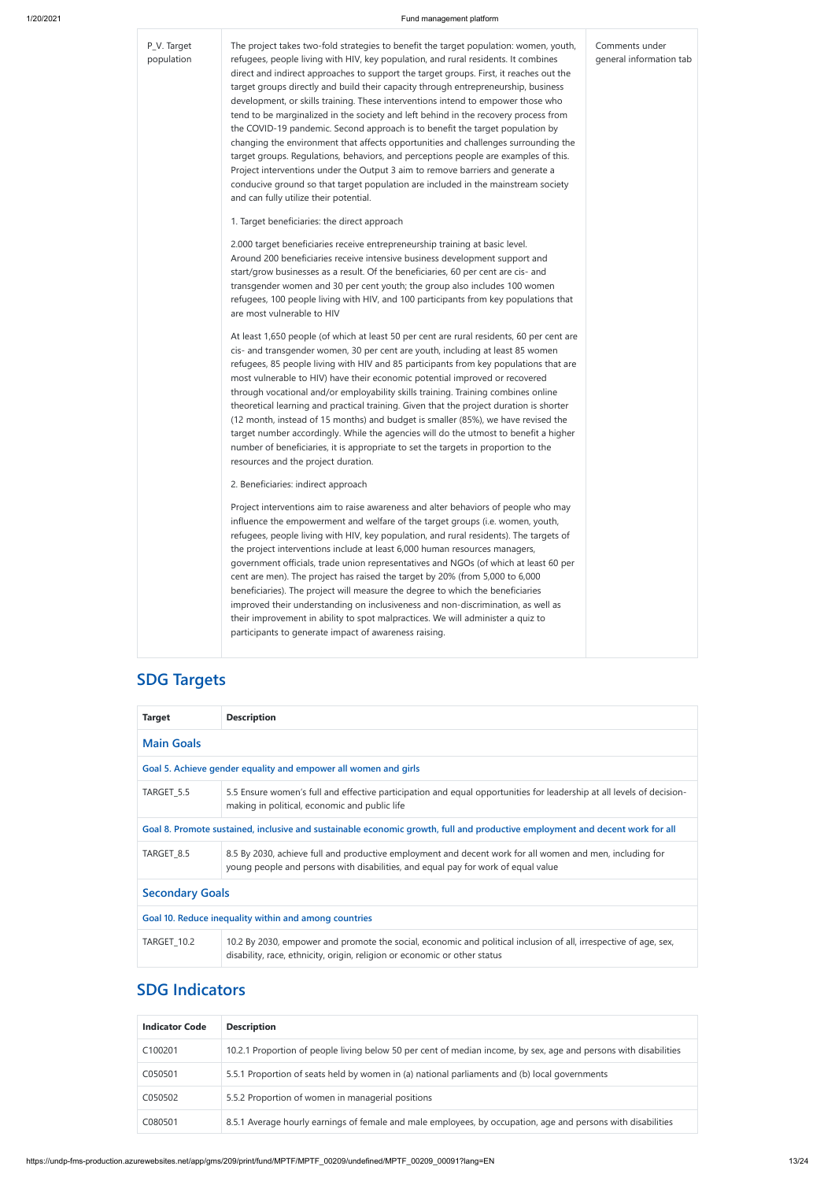| P_V. Target population | The project takes two-fold strategies to benefit the target population: women, youth, refugees, people living with HIV, key population, and rural residents. It combines direct and indirect approaches to support the target groups. First, it reaches out the target groups directly and build their capacity through entrepreneurship, business development, or skills training. These interventions intend to empower those who tend to be marginalized in the society and left behind in the recovery process from the COVID-19 pandemic. Second approach is to benefit the target population by changing the environment that affects opportunities and challenges surrounding the target groups. Regulations, behaviors, and perceptions people are examples of this. Project interventions under the Output 3 aim to remove barriers and generate a conducive ground so that target population are included in the mainstream society and can fully utilize their potential.<br><br>1. Target beneficiaries: the direct approach<br><br>2.000 target beneficiaries receive entrepreneurship training at basic level. Around 200 beneficiaries receive intensive business development support and start/grow businesses as a result. Of the beneficiaries, 60 per cent are cis- and transgender women and 30 per cent youth; the group also includes 100 women refugees, 100 people living with HIV, and 100 participants from key populations that are most vulnerable to HIV<br><br>At least 1,650 people (of which at least 50 per cent are rural residents, 60 per cent are cis- and transgender women, 30 per cent are youth, including at least 85 women refugees, 85 people living with HIV and 85 participants from key populations that are most vulnerable to HIV) have their economic potential improved or recovered through vocational and/or employability skills training. Training combines online theoretical learning and practical training. Given that the project duration is shorter (12 month, instead of 15 months) and budget is smaller (85%), we have revised the target number accordingly. While the agencies will do the utmost to benefit a higher number of beneficiaries, it is appropriate to set the targets in proportion to the resources and the project duration.<br><br>2. Beneficiaries: indirect approach<br><br>Project interventions aim to raise awareness and alter behaviors of people who may influence the empowerment and welfare of the target groups (i.e. women, youth, refugees, people living with HIV, key population, and rural residents). The targets of the project interventions include at least 6,000 human resources managers, government officials, trade union representatives and NGOs (of which at least 60 per cent are men). The project has raised the target by 20% (from 5,000 to 6,000 beneficiaries). The project will measure the degree to which the beneficiaries improved their understanding on inclusiveness and non-discrimination, as well as their improvement in ability to spot malpractices. We will administer a quiz to participants to generate impact of awareness raising. | Comments under general information tab |
|---|---|---|

## SDG Targets

| Target | Description |
|---|---|
| **Main Goals** | |
| Goal 5. Achieve gender equality and empower all women and girls | |
| TARGET_5.5 | 5.5 Ensure women's full and effective participation and equal opportunities for leadership at all levels of decision-making in political, economic and public life |
| Goal 8. Promote sustained, inclusive and sustainable economic growth, full and productive employment and decent work for all | |
| TARGET_8.5 | 8.5 By 2030, achieve full and productive employment and decent work for all women and men, including for young people and persons with disabilities, and equal pay for work of equal value |
| **Secondary Goals** | |
| Goal 10. Reduce inequality within and among countries | |
| TARGET_10.2 | 10.2 By 2030, empower and promote the social, economic and political inclusion of all, irrespective of age, sex, disability, race, ethnicity, origin, religion or economic or other status |

## SDG Indicators

| Indicator Code | Description |
|---|---|
| C100201 | 10.2.1 Proportion of people living below 50 per cent of median income, by sex, age and persons with disabilities |
| C050501 | 5.5.1 Proportion of seats held by women in (a) national parliaments and (b) local governments |
| C050502 | 5.5.2 Proportion of women in managerial positions |
| C080501 | 8.5.1 Average hourly earnings of female and male employees, by occupation, age and persons with disabilities |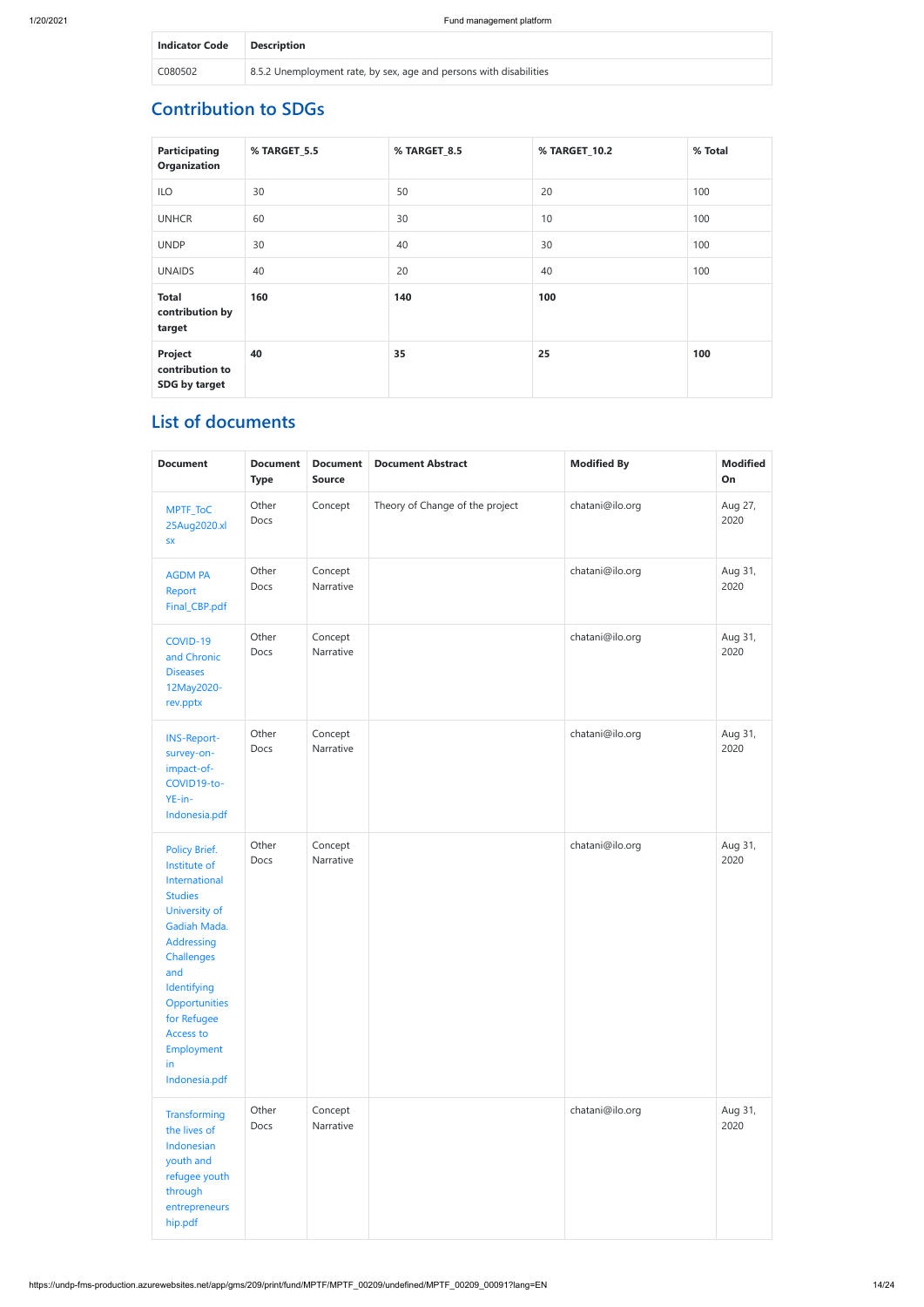| Indicator Code | Description |
| --- | --- |
| C080502 | 8.5.2 Unemployment rate, by sex, age and persons with disabilities |

## Contribution to SDGs

| Participating Organization | % TARGET_5.5 | % TARGET_8.5 | % TARGET_10.2 | % Total |
| --- | --- | --- | --- | --- |
| ILO | 30 | 50 | 20 | 100 |
| UNHCR | 60 | 30 | 10 | 100 |
| UNDP | 30 | 40 | 30 | 100 |
| UNAIDS | 40 | 20 | 40 | 100 |
| **Total contribution by target** | **160** | **140** | **100** | |
| **Project contribution to SDG by target** | **40** | **35** | **25** | **100** |

## List of documents

| Document | Document Type | Document Source | Document Abstract | Modified By | Modified On |
| --- | --- | --- | --- | --- | --- |
| MPTF_ToC 25Aug2020.xlsx | Other Docs | Concept | Theory of Change of the project | chatani@ilo.org | Aug 27, 2020 |
| AGDM PA Report Final_CBP.pdf | Other Docs | Concept Narrative | | chatani@ilo.org | Aug 31, 2020 |
| COVID-19 and Chronic Diseases 12May2020-rev.pptx | Other Docs | Concept Narrative | | chatani@ilo.org | Aug 31, 2020 |
| INS-Report-survey-on-impact-of-COVID19-to-YE-in-Indonesia.pdf | Other Docs | Concept Narrative | | chatani@ilo.org | Aug 31, 2020 |
| Policy Brief. Institute of International Studies University of Gadiah Mada. Addressing Challenges and Identifying Opportunities for Refugee Access to Employment in Indonesia.pdf | Other Docs | Concept Narrative | | chatani@ilo.org | Aug 31, 2020 |
| Transforming the lives of Indonesian youth and refugee youth through entrepreneurship.pdf | Other Docs | Concept Narrative | | chatani@ilo.org | Aug 31, 2020 |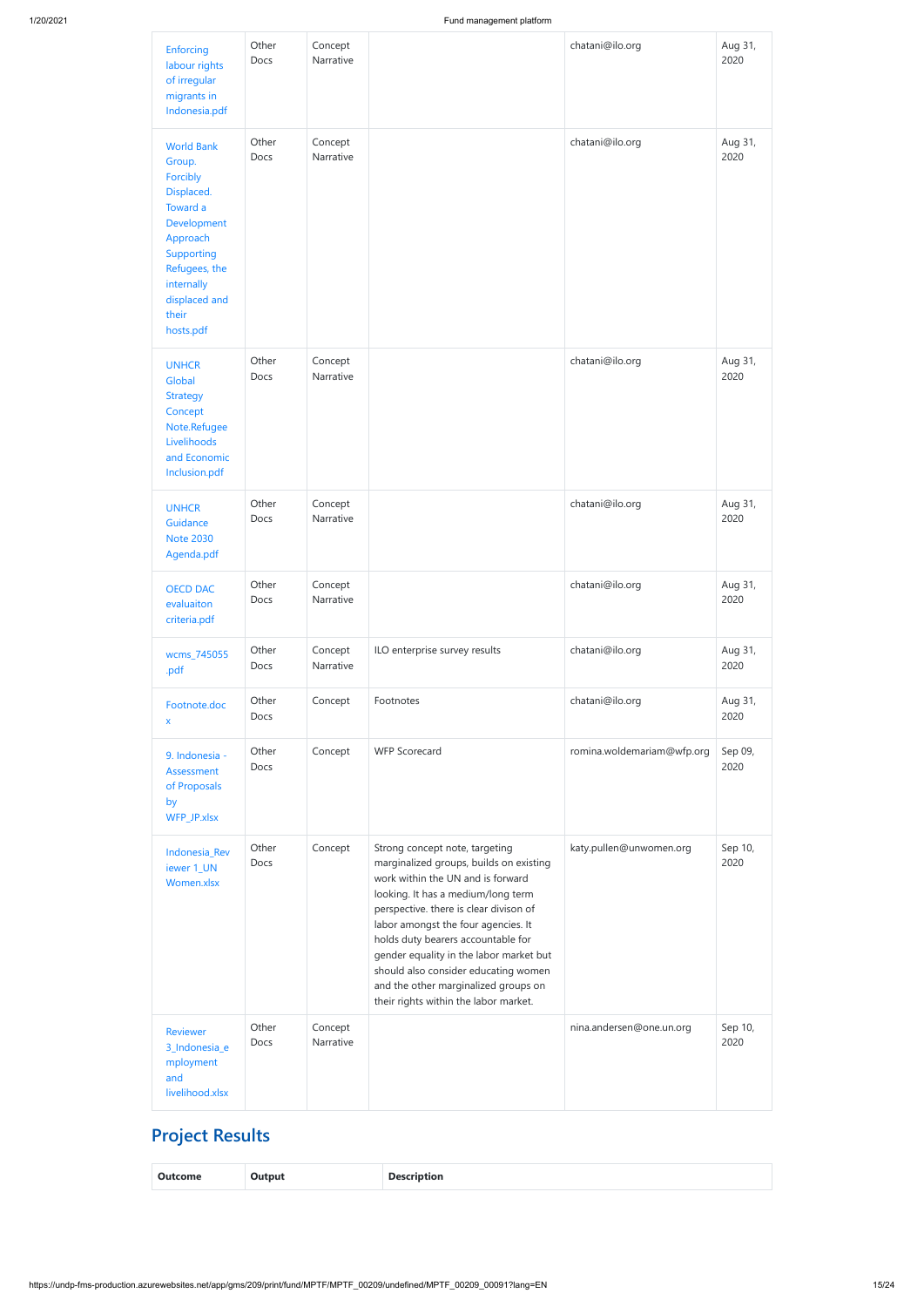| Enforcing labour rights of irregular migrants in Indonesia.pdf | Other Docs | Concept Narrative | | chatani@ilo.org | Aug 31, 2020 |
|---|---|---|---|---|---|
| World Bank Group. Forcibly Displaced. Toward a Development Approach Supporting Refugees, the internally displaced and their hosts.pdf | Other Docs | Concept Narrative | | chatani@ilo.org | Aug 31, 2020 |
| UNHCR Global Strategy Concept Note.Refugee Livelihoods and Economic Inclusion.pdf | Other Docs | Concept Narrative | | chatani@ilo.org | Aug 31, 2020 |
| UNHCR Guidance Note 2030 Agenda.pdf | Other Docs | Concept Narrative | | chatani@ilo.org | Aug 31, 2020 |
| OECD DAC evaluaiton criteria.pdf | Other Docs | Concept Narrative | | chatani@ilo.org | Aug 31, 2020 |
| wcms_745055 .pdf | Other Docs | Concept Narrative | ILO enterprise survey results | chatani@ilo.org | Aug 31, 2020 |
| Footnote.docx | Other Docs | Concept | Footnotes | chatani@ilo.org | Aug 31, 2020 |
| 9. Indonesia - Assessment of Proposals by WFP_JP.xlsx | Other Docs | Concept | WFP Scorecard | romina.woldemariam@wfp.org | Sep 09, 2020 |
| Indonesia_Reviewer 1_UN Women.xlsx | Other Docs | Concept | Strong concept note, targeting marginalized groups, builds on existing work within the UN and is forward looking. It has a medium/long term perspective. there is clear divison of labor amongst the four agencies. It holds duty bearers accountable for gender equality in the labor market but should also consider educating women and the other marginalized groups on their rights within the labor market. | katy.pullen@unwomen.org | Sep 10, 2020 |
| Reviewer 3_Indonesia_employment and livelihood.xlsx | Other Docs | Concept Narrative | | nina.andersen@one.un.org | Sep 10, 2020 |

## Project Results

| Outcome | Output | Description |
|---|---|---|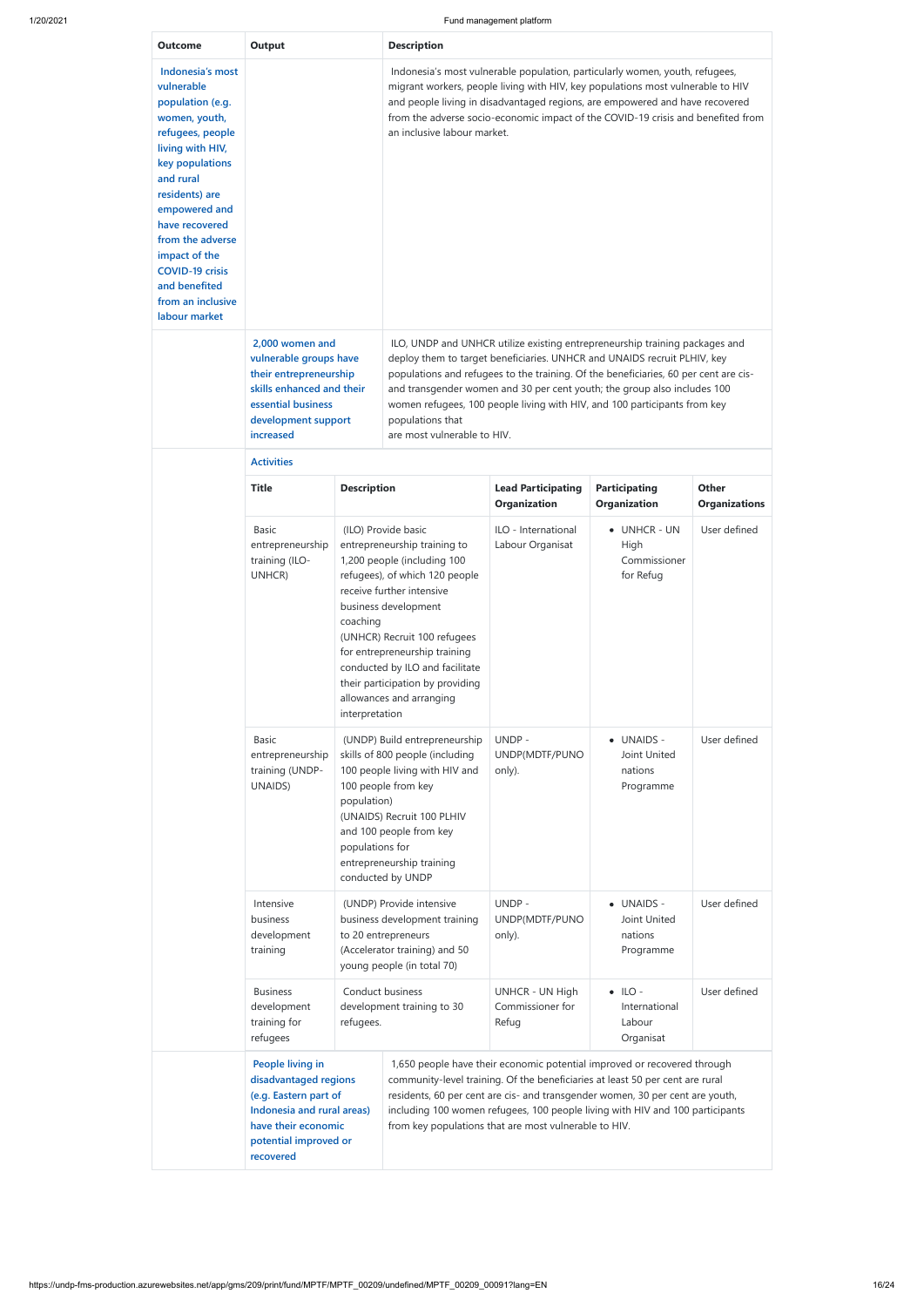| Outcome | Output | Description |
|---|---|---|
| Indonesia's most vulnerable population (e.g. women, youth, refugees, people living with HIV, key populations and rural residents) are empowered and have recovered from the adverse impact of the COVID-19 crisis and benefited from an inclusive labour market | | Indonesia's most vulnerable population, particularly women, youth, refugees, migrant workers, people living with HIV, key populations most vulnerable to HIV and people living in disadvantaged regions, are empowered and have recovered from the adverse socio-economic impact of the COVID-19 crisis and benefited from an inclusive labour market. |
| | 2,000 women and vulnerable groups have their entrepreneurship skills enhanced and their essential business development support increased | ILO, UNDP and UNHCR utilize existing entrepreneurship training packages and deploy them to target beneficiaries. UNHCR and UNAIDS recruit PLHIV, key populations and refugees to the training. Of the beneficiaries, 60 per cent are cis- and transgender women and 30 per cent youth; the group also includes 100 women refugees, 100 people living with HIV, and 100 participants from key populations that are most vulnerable to HIV. |

**Activities**

| Title | Description | Lead Participating Organization | Participating Organization | Other Organizations |
|---|---|---|---|---|
| Basic entrepreneurship training (ILO-UNHCR) | (ILO) Provide basic entrepreneurship training to 1,200 people (including 100 refugees), of which 120 people receive further intensive business development coaching<br>(UNHCR) Recruit 100 refugees for entrepreneurship training conducted by ILO and facilitate their participation by providing allowances and arranging interpretation | ILO - International Labour Organisat | • UNHCR - UN High Commissioner for Refug | User defined |
| Basic entrepreneurship training (UNDP-UNAIDS) | (UNDP) Build entrepreneurship skills of 800 people (including 100 people living with HIV and 100 people from key population)<br>(UNAIDS) Recruit 100 PLHIV and 100 people from key populations for entrepreneurship training conducted by UNDP | UNDP - UNDP(MDTF/PUNO only). | • UNAIDS - Joint United nations Programme | User defined |
| Intensive business development training | (UNDP) Provide intensive business development training to 20 entrepreneurs (Accelerator training) and 50 young people (in total 70) | UNDP - UNDP(MDTF/PUNO only). | • UNAIDS - Joint United nations Programme | User defined |
| Business development training for refugees | Conduct business development training to 30 refugees. | UNHCR - UN High Commissioner for Refug | • ILO - International Labour Organisat | User defined |

| Outcome | Output | Description |
|---|---|---|
| | People living in disadvantaged regions (e.g. Eastern part of Indonesia and rural areas) have their economic potential improved or recovered | 1,650 people have their economic potential improved or recovered through community-level training. Of the beneficiaries at least 50 per cent are rural residents, 60 per cent are cis- and transgender women, 30 per cent are youth, including 100 women refugees, 100 people living with HIV and 100 participants from key populations that are most vulnerable to HIV. |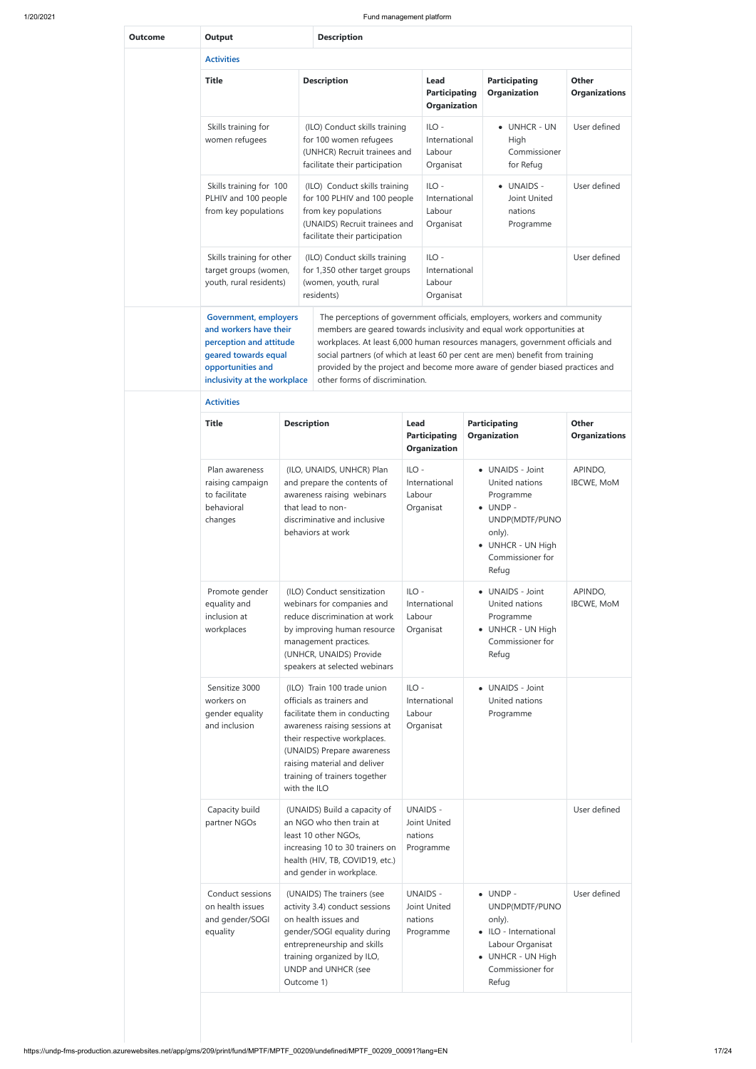| Outcome | Output | Description |
|---|---|---|

**Activities**

| Title | Description | Lead Participating Organization | Participating Organization | Other Organizations |
|---|---|---|---|---|
| Skills training for women refugees | (ILO) Conduct skills training for 100 women refugees (UNHCR) Recruit trainees and facilitate their participation | ILO - International Labour Organisat | • UNHCR - UN High Commissioner for Refug | User defined |
| Skills training for 100 PLHIV and 100 people from key populations | (ILO) Conduct skills training for 100 PLHIV and 100 people from key populations (UNAIDS) Recruit trainees and facilitate their participation | ILO - International Labour Organisat | • UNAIDS - Joint United nations Programme | User defined |
| Skills training for other target groups (women, youth, rural residents) | (ILO) Conduct skills training for 1,350 other target groups (women, youth, rural residents) | ILO - International Labour Organisat | | User defined |

| Outcome | Output | Description |
|---|---|---|
| | Government, employers and workers have their perception and attitude geared towards equal opportunities and inclusivity at the workplace | The perceptions of government officials, employers, workers and community members are geared towards inclusivity and equal work opportunities at workplaces. At least 6,000 human resources managers, government officials and social partners (of which at least 60 per cent are men) benefit from training provided by the project and become more aware of gender biased practices and other forms of discrimination. |

**Activities**

| Title | Description | Lead Participating Organization | Participating Organization | Other Organizations |
|---|---|---|---|---|
| Plan awareness raising campaign to facilitate behavioral changes | (ILO, UNAIDS, UNHCR) Plan and prepare the contents of awareness raising webinars that lead to non-discriminative and inclusive behaviors at work | ILO - International Labour Organisat | • UNAIDS - Joint United nations Programme<br>• UNDP - UNDP(MDTF/PUNO only).<br>• UNHCR - UN High Commissioner for Refug | APINDO, IBCWE, MoM |
| Promote gender equality and inclusion at workplaces | (ILO) Conduct sensitization webinars for companies and reduce discrimination at work by improving human resource management practices. (UNHCR, UNAIDS) Provide speakers at selected webinars | ILO - International Labour Organisat | • UNAIDS - Joint United nations Programme<br>• UNHCR - UN High Commissioner for Refug | APINDO, IBCWE, MoM |
| Sensitize 3000 workers on gender equality and inclusion | (ILO) Train 100 trade union officials as trainers and facilitate them in conducting awareness raising sessions at their respective workplaces. (UNAIDS) Prepare awareness raising material and deliver training of trainers together with the ILO | ILO - International Labour Organisat | • UNAIDS - Joint United nations Programme | |
| Capacity build partner NGOs | (UNAIDS) Build a capacity of an NGO who then train at least 10 other NGOs, increasing 10 to 30 trainers on health (HIV, TB, COVID19, etc.) and gender in workplace. | UNAIDS - Joint United nations Programme | | User defined |
| Conduct sessions on health issues and gender/SOGI equality | (UNAIDS) The trainers (see activity 3.4) conduct sessions on health issues and gender/SOGI equality during entrepreneurship and skills training organized by ILO, UNDP and UNHCR (see Outcome 1) | UNAIDS - Joint United nations Programme | • UNDP - UNDP(MDTF/PUNO only).<br>• ILO - International Labour Organisat<br>• UNHCR - UN High Commissioner for Refug | User defined |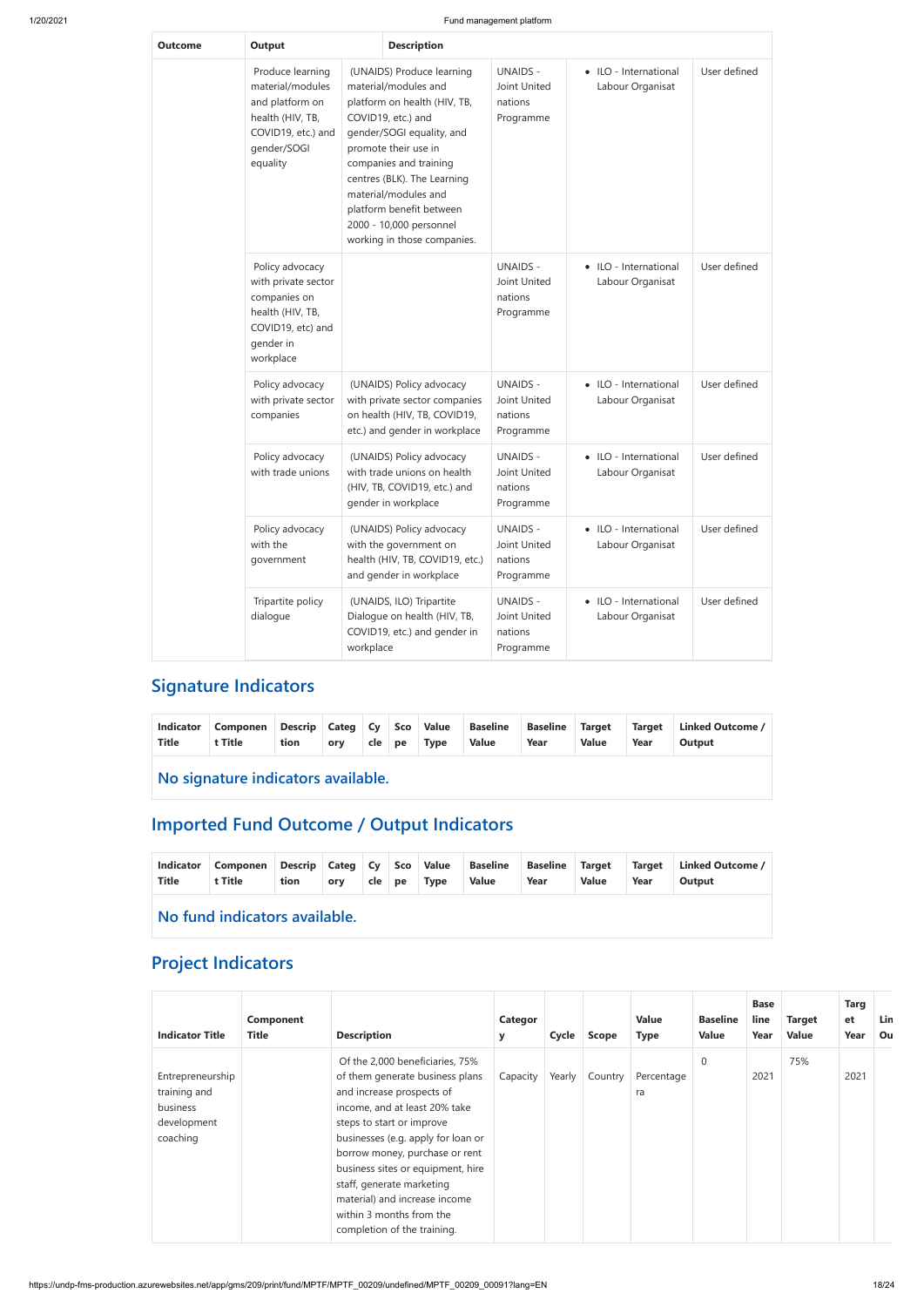| Outcome | Output | Description | | | |
|---|---|---|---|---|---|
| | Produce learning material/modules and platform on health (HIV, TB, COVID19, etc.) and gender/SOGI equality | (UNAIDS) Produce learning material/modules and platform on health (HIV, TB, COVID19, etc.) and gender/SOGI equality, and promote their use in companies and training centres (BLK). The Learning material/modules and platform benefit between 2000 - 10,000 personnel working in those companies. | UNAIDS - Joint United nations Programme | • ILO - International Labour Organisat | User defined |
| | Policy advocacy with private sector companies on health (HIV, TB, COVID19, etc) and gender in workplace | | UNAIDS - Joint United nations Programme | • ILO - International Labour Organisat | User defined |
| | Policy advocacy with private sector companies | (UNAIDS) Policy advocacy with private sector companies on health (HIV, TB, COVID19, etc.) and gender in workplace | UNAIDS - Joint United nations Programme | • ILO - International Labour Organisat | User defined |
| | Policy advocacy with trade unions | (UNAIDS) Policy advocacy with trade unions on health (HIV, TB, COVID19, etc.) and gender in workplace | UNAIDS - Joint United nations Programme | • ILO - International Labour Organisat | User defined |
| | Policy advocacy with the government | (UNAIDS) Policy advocacy with the government on health (HIV, TB, COVID19, etc.) and gender in workplace | UNAIDS - Joint United nations Programme | • ILO - International Labour Organisat | User defined |
| | Tripartite policy dialogue | (UNAIDS, ILO) Tripartite Dialogue on health (HIV, TB, COVID19, etc.) and gender in workplace | UNAIDS - Joint United nations Programme | • ILO - International Labour Organisat | User defined |

## Signature Indicators

| Indicator Title | Component Title | Description | Category | Cycle | Scope | Value Type | Baseline Value | Baseline Year | Target Value | Target Year | Linked Outcome / Output |
|---|---|---|---|---|---|---|---|---|---|---|---|

**No signature indicators available.**

## Imported Fund Outcome / Output Indicators

| Indicator Title | Component Title | Description | Category | Cycle | Scope | Value Type | Baseline Value | Baseline Year | Target Value | Target Year | Linked Outcome / Output |
|---|---|---|---|---|---|---|---|---|---|---|---|

**No fund indicators available.**

## Project Indicators

| Indicator Title | Component Title | Description | Category | Cycle | Scope | Value Type | Baseline Value | Baseline Year | Target Value | Target Year | Lin Ou |
|---|---|---|---|---|---|---|---|---|---|---|---|
| Entrepreneurship training and business development coaching | | Of the 2,000 beneficiaries, 75% of them generate business plans and increase prospects of income, and at least 20% take steps to start or improve businesses (e.g. apply for loan or borrow money, purchase or rent business sites or equipment, hire staff, generate marketing material) and increase income within 3 months from the completion of the training. | Capacity | Yearly | Country | Percentagera | 0 | 2021 | 75% | 2021 | |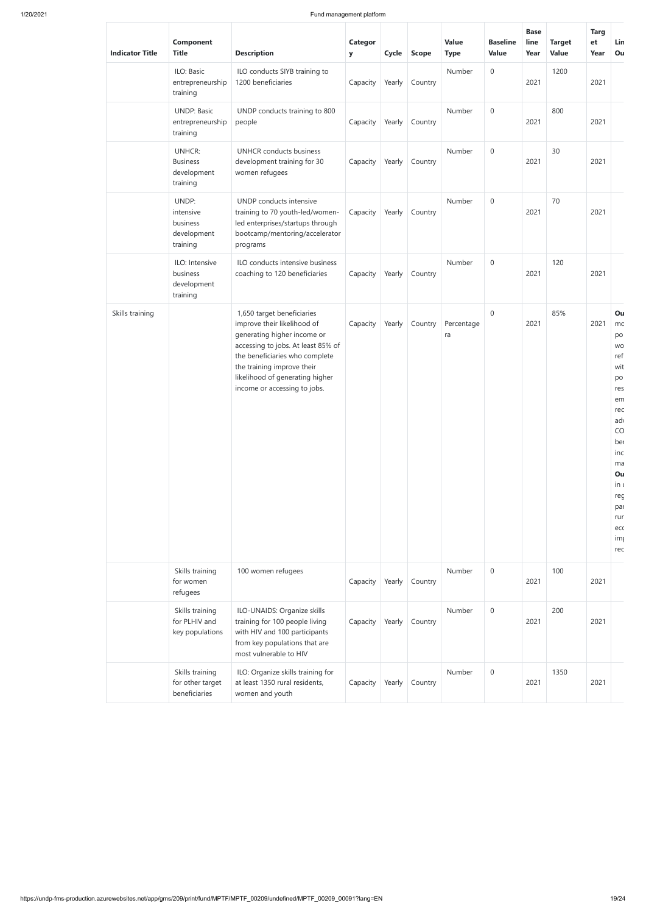| Indicator Title | Component Title | Description | Category | Cycle | Scope | Value Type | Baseline Value | Base line Year | Target Value | Target Year | Lin Ou |
|---|---|---|---|---|---|---|---|---|---|---|---|
| | ILO: Basic entrepreneurship training | ILO conducts SIYB training to 1200 beneficiaries | Capacity | Yearly | Country | Number | 0 | 2021 | 1200 | 2021 | |
| | UNDP: Basic entrepreneurship training | UNDP conducts training to 800 people | Capacity | Yearly | Country | Number | 0 | 2021 | 800 | 2021 | |
| | UNHCR: Business development training | UNHCR conducts business development training for 30 women refugees | Capacity | Yearly | Country | Number | 0 | 2021 | 30 | 2021 | |
| | UNDP: intensive business development training | UNDP conducts intensive training to 70 youth-led/women-led enterprises/startups through bootcamp/mentoring/accelerator programs | Capacity | Yearly | Country | Number | 0 | 2021 | 70 | 2021 | |
| | ILO: Intensive business development training | ILO conducts intensive business coaching to 120 beneficiaries | Capacity | Yearly | Country | Number | 0 | 2021 | 120 | 2021 | |
| Skills training | | 1,650 target beneficiaries improve their likelihood of generating higher income or accessing to jobs. At least 85% of the beneficiaries who complete the training improve their likelihood of generating higher income or accessing to jobs. | Capacity | Yearly | Country | Percentage ra | 0 | 2021 | 85% | 2021 | **Ou** mc po wo ref wit po res em rec ad CO be inc ma **Ou** in c reg pa rur ecc imp rec |
| | Skills training for women refugees | 100 women refugees | Capacity | Yearly | Country | Number | 0 | 2021 | 100 | 2021 | |
| | Skills training for PLHIV and key populations | ILO-UNAIDS: Organize skills training for 100 people living with HIV and 100 participants from key populations that are most vulnerable to HIV | Capacity | Yearly | Country | Number | 0 | 2021 | 200 | 2021 | |
| | Skills training for other target beneficiaries | ILO: Organize skills training for at least 1350 rural residents, women and youth | Capacity | Yearly | Country | Number | 0 | 2021 | 1350 | 2021 | |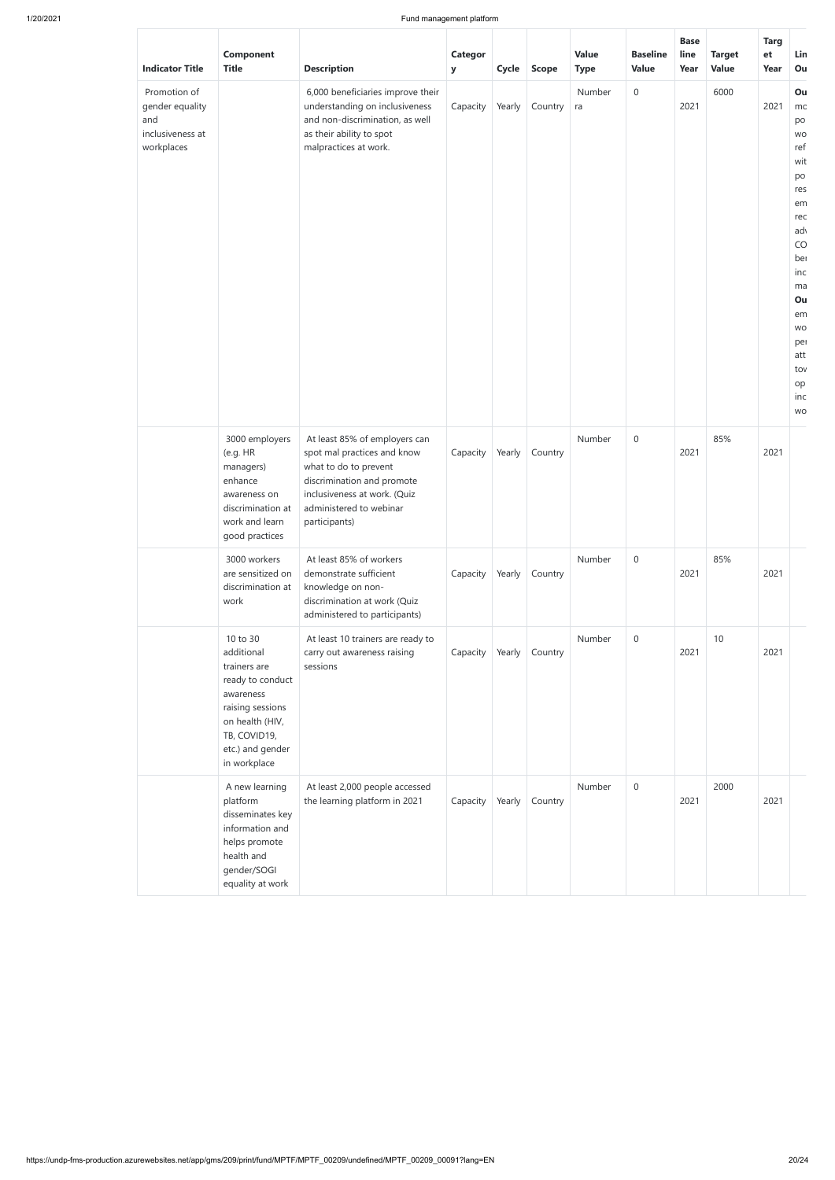| Indicator Title | Component Title | Description | Category | Cycle | Scope | Value Type | Baseline Value | Base line Year | Target Value | Target Year | Lin Ou |
|---|---|---|---|---|---|---|---|---|---|---|---|
| Promotion of gender equality and inclusiveness at workplaces | | 6,000 beneficiaries improve their understanding on inclusiveness and non-discrimination, as well as their ability to spot malpractices at work. | Capacity | Yearly | Country | Numberra | 0 | 2021 | 6000 | 2021 | **Ou** mc po wo ref wit po res em rec adv CO ber inc ma **Ou** em wo per att tov op inc wo |
| | 3000 employers (e.g. HR managers) enhance awareness on discrimination at work and learn good practices | At least 85% of employers can spot mal practices and know what to do to prevent discrimination and promote inclusiveness at work. (Quiz administered to webinar participants) | Capacity | Yearly | Country | Number | 0 | 2021 | 85% | 2021 | |
| | 3000 workers are sensitized on discrimination at work | At least 85% of workers demonstrate sufficient knowledge on non-discrimination at work (Quiz administered to participants) | Capacity | Yearly | Country | Number | 0 | 2021 | 85% | 2021 | |
| | 10 to 30 additional trainers are ready to conduct awareness raising sessions on health (HIV, TB, COVID19, etc.) and gender in workplace | At least 10 trainers are ready to carry out awareness raising sessions | Capacity | Yearly | Country | Number | 0 | 2021 | 10 | 2021 | |
| | A new learning platform disseminates key information and helps promote health and gender/SOGI equality at work | At least 2,000 people accessed the learning platform in 2021 | Capacity | Yearly | Country | Number | 0 | 2021 | 2000 | 2021 | |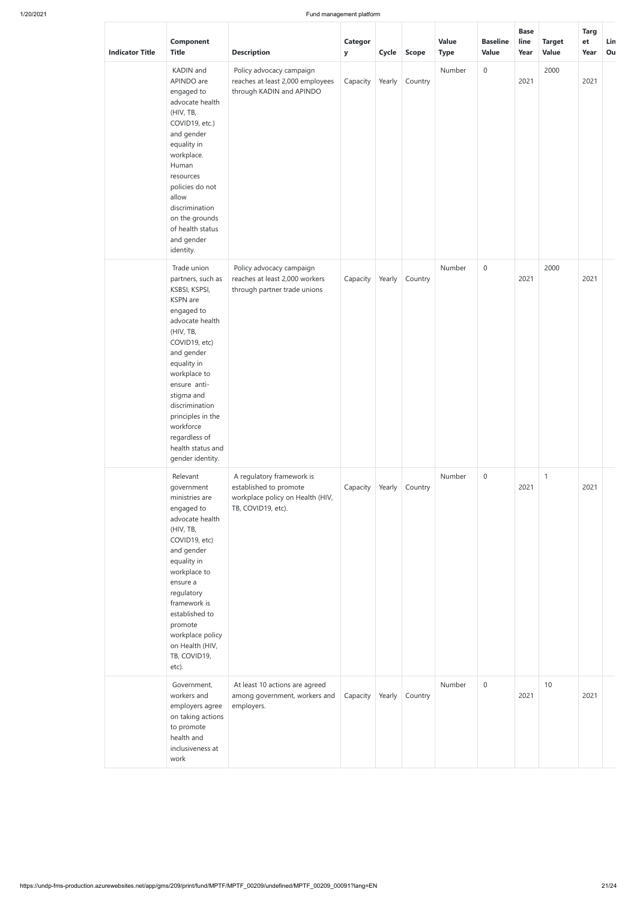| Indicator Title | Component Title | Description | Category | Cycle | Scope | Value Type | Baseline Value | Base line Year | Target Value | Target Year | Lin Ou |
|---|---|---|---|---|---|---|---|---|---|---|---|
| | KADIN and APINDO are engaged to advocate health (HIV, TB, COVID19, etc.) and gender equality in workplace. Human resources policies do not allow discrimination on the grounds of health status and gender identity. | Policy advocacy campaign reaches at least 2,000 employees through KADIN and APINDO | Capacity | Yearly | Country | Number | 0 | 2021 | 2000 | 2021 | |
| | Trade union partners, such as KSBSI, KSPSI, KSPN are engaged to advocate health (HIV, TB, COVID19, etc) and gender equality in workplace to ensure anti-stigma and discrimination principles in the workforce regardless of health status and gender identity. | Policy advocacy campaign reaches at least 2,000 workers through partner trade unions | Capacity | Yearly | Country | Number | 0 | 2021 | 2000 | 2021 | |
| | Relevant government ministries are engaged to advocate health (HIV, TB, COVID19, etc) and gender equality in workplace to ensure a regulatory framework is established to promote workplace policy on Health (HIV, TB, COVID19, etc). | A regulatory framework is established to promote workplace policy on Health (HIV, TB, COVID19, etc). | Capacity | Yearly | Country | Number | 0 | 2021 | 1 | 2021 | |
| | Government, workers and employers agree on taking actions to promote health and inclusiveness at work | At least 10 actions are agreed among government, workers and employers. | Capacity | Yearly | Country | Number | 0 | 2021 | 10 | 2021 | |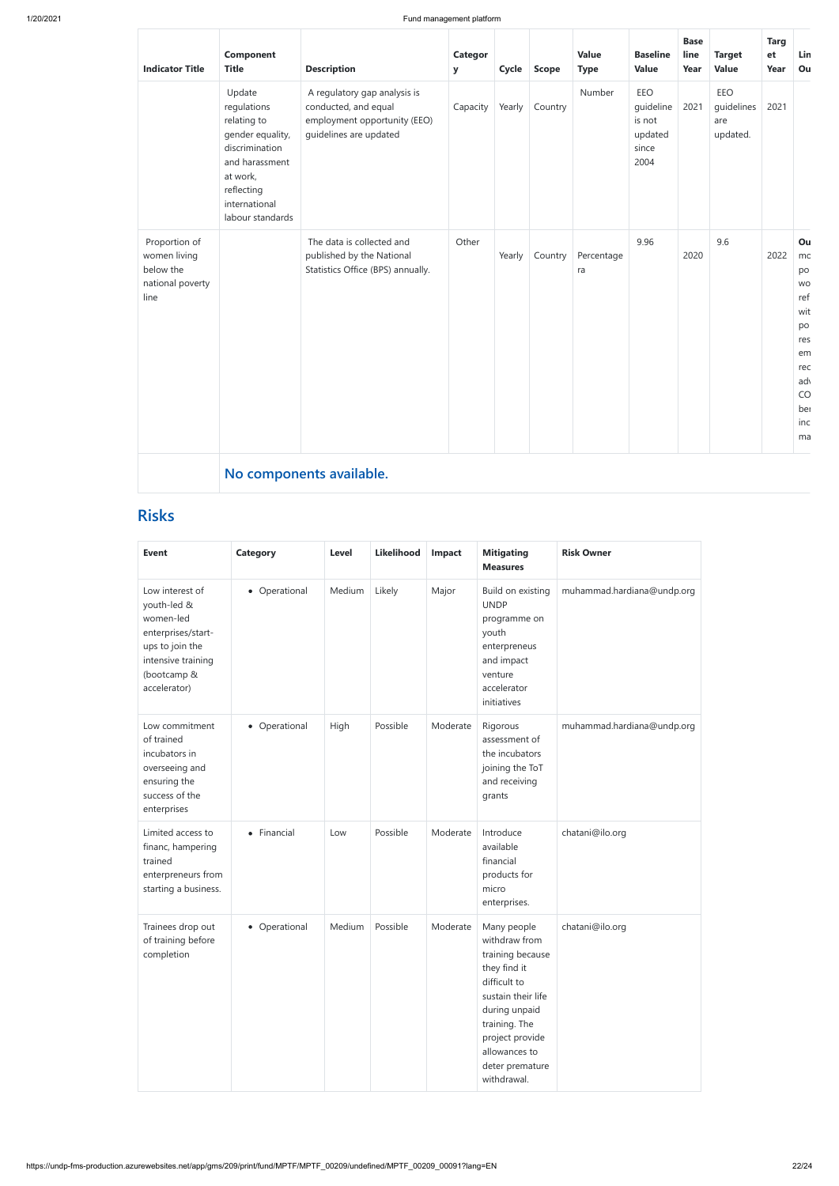| Indicator Title | Component Title | Description | Category | Cycle | Scope | Value Type | Baseline Value | Base line Year | Target Value | Target Year | Lin Ou |
|---|---|---|---|---|---|---|---|---|---|---|---|
| | Update regulations relating to gender equality, discrimination and harassment at work, reflecting international labour standards | A regulatory gap analysis is conducted, and equal employment opportunity (EEO) guidelines are updated | Capacity | Yearly | Country | Number | EEO guideline is not updated since 2004 | 2021 | EEO guidelines are updated. | 2021 | |
| Proportion of women living below the national poverty line | | The data is collected and published by the National Statistics Office (BPS) annually. | Other | Yearly | Country | Percentage ra | 9.96 | 2020 | 9.6 | 2022 | Ou mo po wo ref wit po res em rec adv CO ber inc ma |
| | **No components available.** | | | | | | | | | | |

## Risks

| Event | Category | Level | Likelihood | Impact | Mitigating Measures | Risk Owner |
|---|---|---|---|---|---|---|
| Low interest of youth-led & women-led enterprises/start-ups to join the intensive training (bootcamp & accelerator) | • Operational | Medium | Likely | Major | Build on existing UNDP programme on youth enterpreneus and impact venture accelerator initiatives | muhammad.hardiana@undp.org |
| Low commitment of trained incubators in overseeing and ensuring the success of the enterprises | • Operational | High | Possible | Moderate | Rigorous assessment of the incubators joining the ToT and receiving grants | muhammad.hardiana@undp.org |
| Limited access to financ, hampering trained enterpreneurs from starting a business. | • Financial | Low | Possible | Moderate | Introduce available financial products for micro enterprises. | chatani@ilo.org |
| Trainees drop out of training before completion | • Operational | Medium | Possible | Moderate | Many people withdraw from training because they find it difficult to sustain their life during unpaid training. The project provide allowances to deter premature withdrawal. | chatani@ilo.org |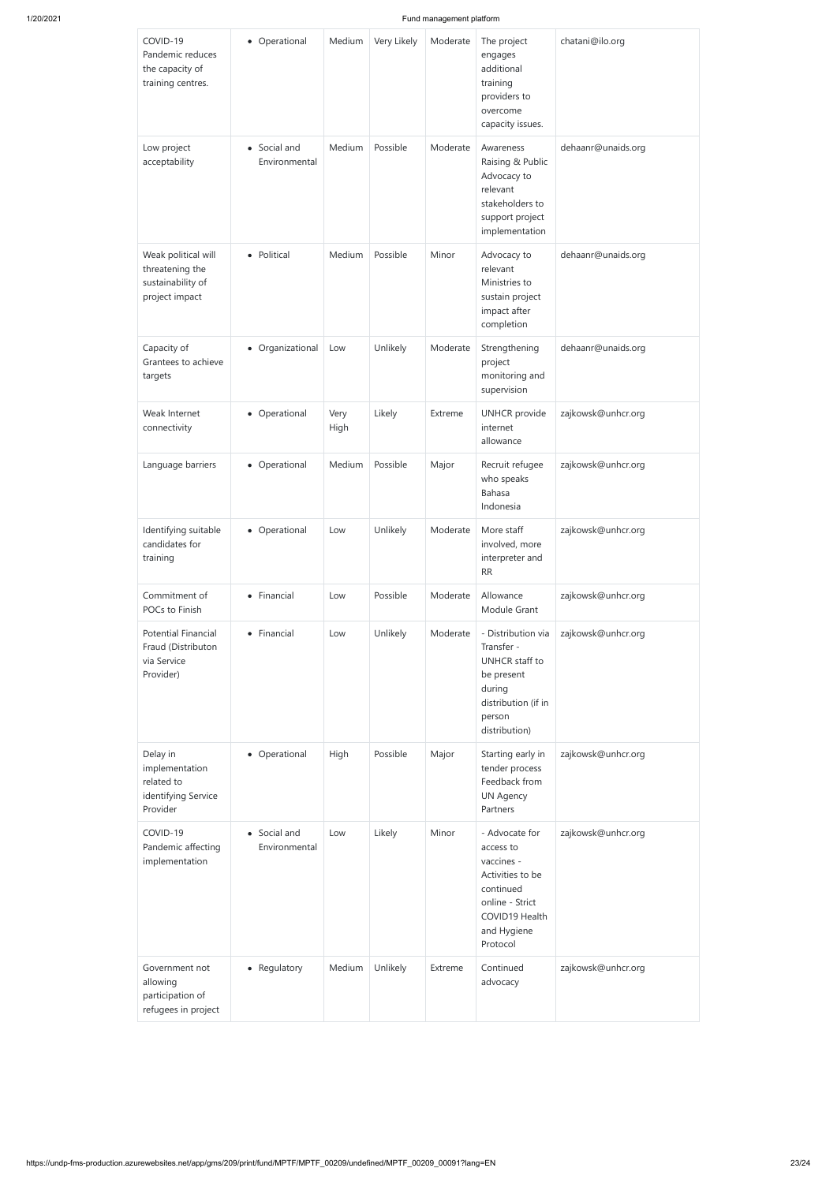| | | | | | | |
|---|---|---|---|---|---|---|
| COVID-19 Pandemic reduces the capacity of training centres. | • Operational | Medium | Very Likely | Moderate | The project engages additional training providers to overcome capacity issues. | chatani@ilo.org |
| Low project acceptability | • Social and Environmental | Medium | Possible | Moderate | Awareness Raising & Public Advocacy to relevant stakeholders to support project implementation | dehaanr@unaids.org |
| Weak political will threatening the sustainability of project impact | • Political | Medium | Possible | Minor | Advocacy to relevant Ministries to sustain project impact after completion | dehaanr@unaids.org |
| Capacity of Grantees to achieve targets | • Organizational | Low | Unlikely | Moderate | Strengthening project monitoring and supervision | dehaanr@unaids.org |
| Weak Internet connectivity | • Operational | Very High | Likely | Extreme | UNHCR provide internet allowance | zajkowsk@unhcr.org |
| Language barriers | • Operational | Medium | Possible | Major | Recruit refugee who speaks Bahasa Indonesia | zajkowsk@unhcr.org |
| Identifying suitable candidates for training | • Operational | Low | Unlikely | Moderate | More staff involved, more interpreter and RR | zajkowsk@unhcr.org |
| Commitment of POCs to Finish | • Financial | Low | Possible | Moderate | Allowance Module Grant | zajkowsk@unhcr.org |
| Potential Financial Fraud (Distributon via Service Provider) | • Financial | Low | Unlikely | Moderate | - Distribution via Transfer - UNHCR staff to be present during distribution (if in person distribution) | zajkowsk@unhcr.org |
| Delay in implementation related to identifying Service Provider | • Operational | High | Possible | Major | Starting early in tender process Feedback from UN Agency Partners | zajkowsk@unhcr.org |
| COVID-19 Pandemic affecting implementation | • Social and Environmental | Low | Likely | Minor | - Advocate for access to vaccines - Activities to be continued online - Strict COVID19 Health and Hygiene Protocol | zajkowsk@unhcr.org |
| Government not allowing participation of refugees in project | • Regulatory | Medium | Unlikely | Extreme | Continued advocacy | zajkowsk@unhcr.org |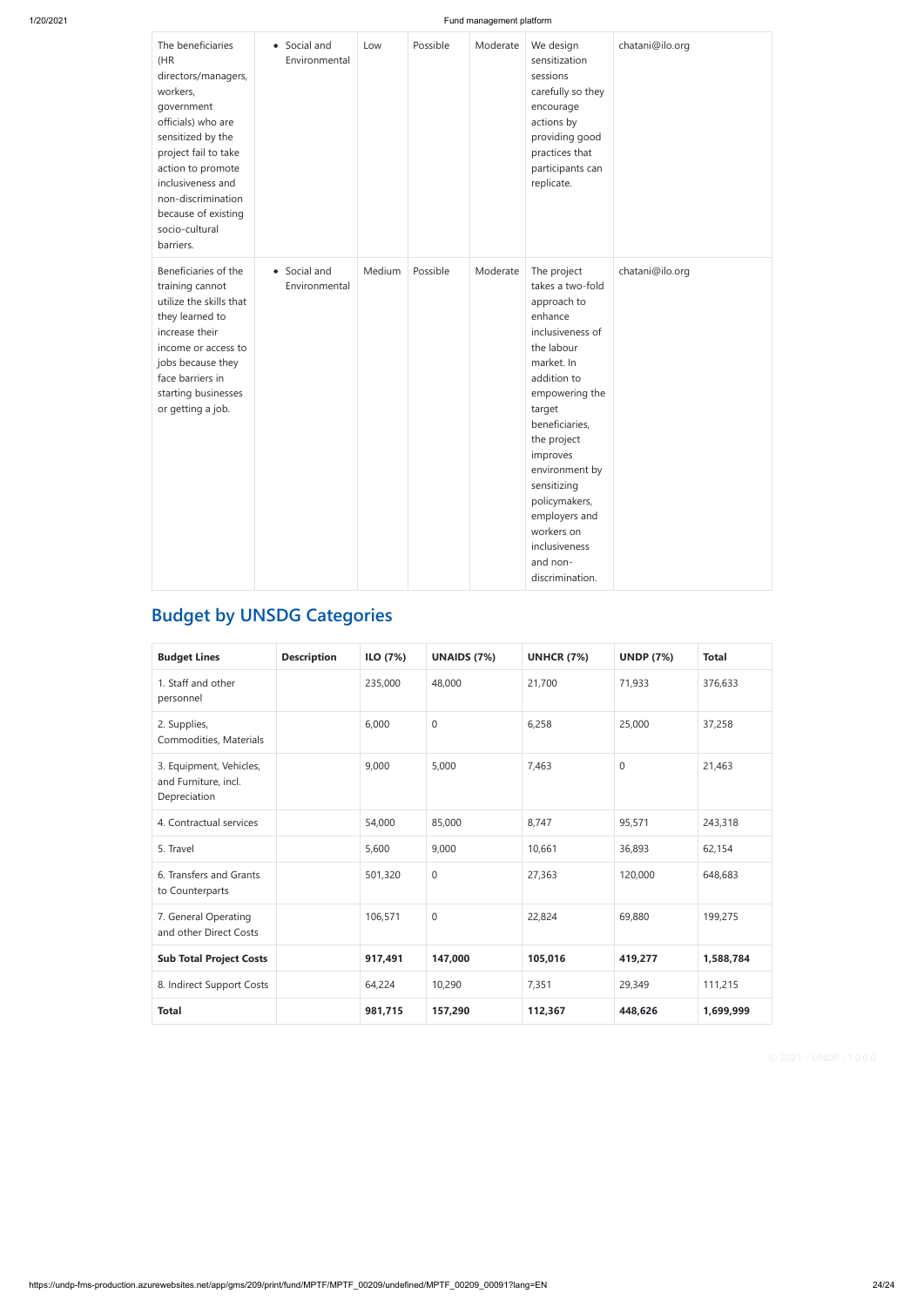| | | | | | | |
|---|---|---|---|---|---|---|
| The beneficiaries (HR directors/managers, workers, government officials) who are sensitized by the project fail to take action to promote inclusiveness and non-discrimination because of existing socio-cultural barriers. | • Social and Environmental | Low | Possible | Moderate | We design sensitization sessions carefully so they encourage actions by providing good practices that participants can replicate. | chatani@ilo.org |
| Beneficiaries of the training cannot utilize the skills that they learned to increase their income or access to jobs because they face barriers in starting businesses or getting a job. | • Social and Environmental | Medium | Possible | Moderate | The project takes a two-fold approach to enhance inclusiveness of the labour market. In addition to empowering the target beneficiaries, the project improves environment by sensitizing policymakers, employers and workers on inclusiveness and non-discrimination. | chatani@ilo.org |

## Budget by UNSDG Categories

| Budget Lines | Description | ILO (7%) | UNAIDS (7%) | UNHCR (7%) | UNDP (7%) | Total |
|---|---|---|---|---|---|---|
| 1. Staff and other personnel | | 235,000 | 48,000 | 21,700 | 71,933 | 376,633 |
| 2. Supplies, Commodities, Materials | | 6,000 | 0 | 6,258 | 25,000 | 37,258 |
| 3. Equipment, Vehicles, and Furniture, incl. Depreciation | | 9,000 | 5,000 | 7,463 | 0 | 21,463 |
| 4. Contractual services | | 54,000 | 85,000 | 8,747 | 95,571 | 243,318 |
| 5. Travel | | 5,600 | 9,000 | 10,661 | 36,893 | 62,154 |
| 6. Transfers and Grants to Counterparts | | 501,320 | 0 | 27,363 | 120,000 | 648,683 |
| 7. General Operating and other Direct Costs | | 106,571 | 0 | 22,824 | 69,880 | 199,275 |
| **Sub Total Project Costs** | | **917,491** | **147,000** | **105,016** | **419,277** | **1,588,784** |
| 8. Indirect Support Costs | | 64,224 | 10,290 | 7,351 | 29,349 | 111,215 |
| **Total** | | **981,715** | **157,290** | **112,367** | **448,626** | **1,699,999** |

© 2021 - UNDP - 1.0.0.0